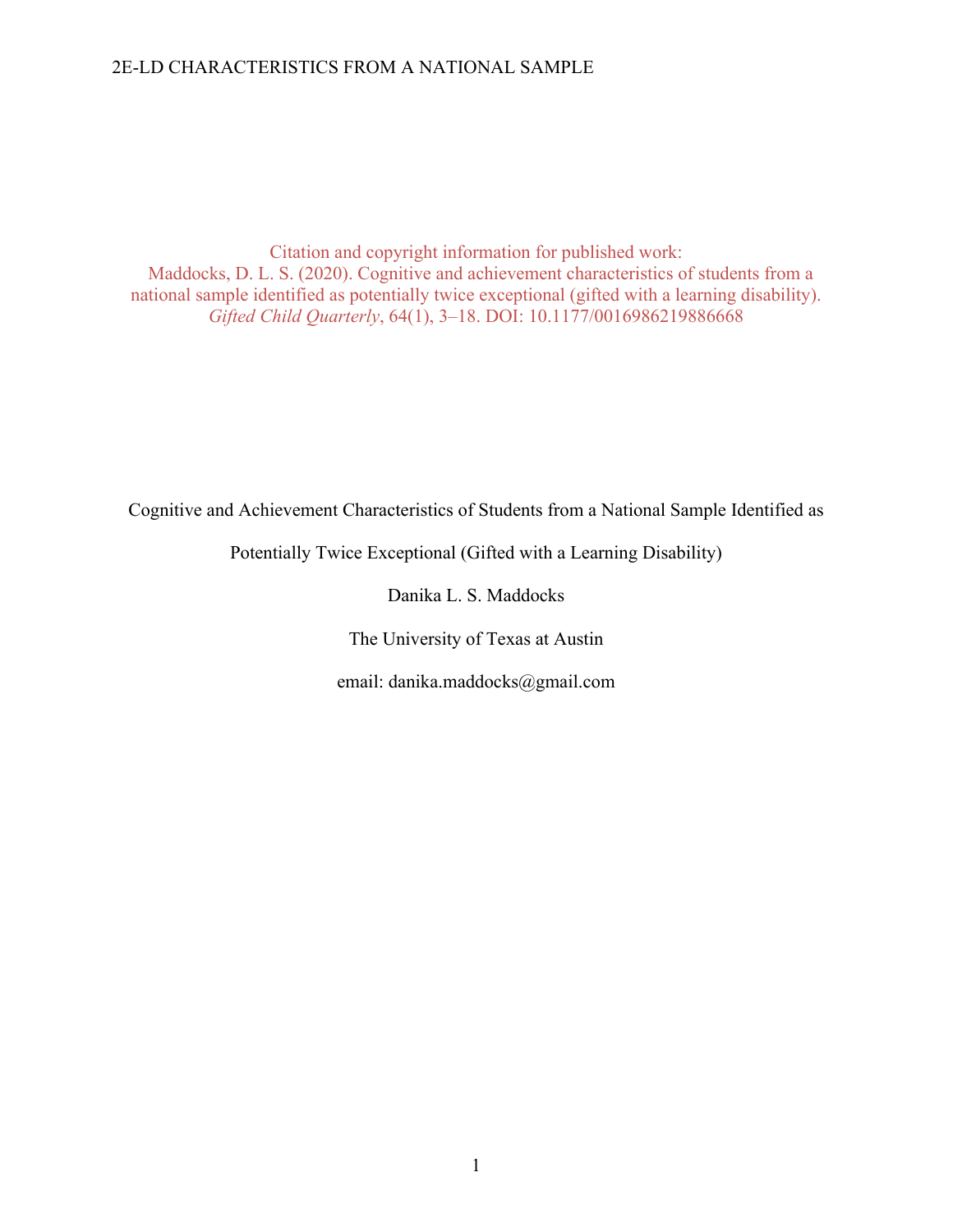Citation and copyright information for published work:
Maddocks, D. L. S. (2020). Cognitive and achievement characteristics of students from a national sample identified as potentially twice exceptional (gifted with a learning disability). *Gifted Child Quarterly*, 64(1), 3–18. DOI: 10.1177/0016986219886668

# Cognitive and Achievement Characteristics of Students from a National Sample Identified as Potentially Twice Exceptional (Gifted with a Learning Disability)

Danika L. S. Maddocks

The University of Texas at Austin

email: danika.maddocks@gmail.com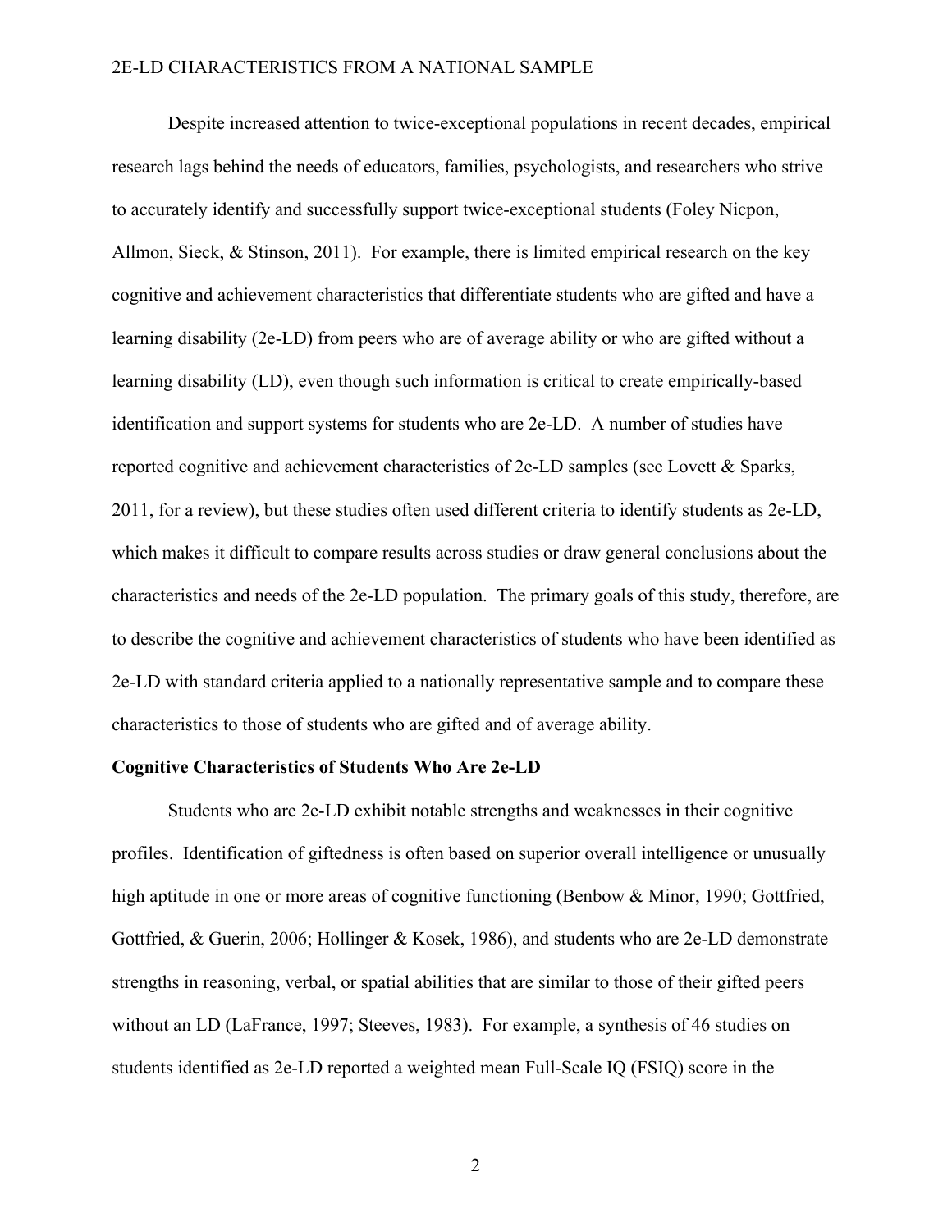Despite increased attention to twice-exceptional populations in recent decades, empirical research lags behind the needs of educators, families, psychologists, and researchers who strive to accurately identify and successfully support twice-exceptional students (Foley Nicpon, Allmon, Sieck, & Stinson, 2011). For example, there is limited empirical research on the key cognitive and achievement characteristics that differentiate students who are gifted and have a learning disability (2e-LD) from peers who are of average ability or who are gifted without a learning disability (LD), even though such information is critical to create empirically-based identification and support systems for students who are 2e-LD. A number of studies have reported cognitive and achievement characteristics of 2e-LD samples (see Lovett & Sparks, 2011, for a review), but these studies often used different criteria to identify students as 2e-LD, which makes it difficult to compare results across studies or draw general conclusions about the characteristics and needs of the 2e-LD population. The primary goals of this study, therefore, are to describe the cognitive and achievement characteristics of students who have been identified as 2e-LD with standard criteria applied to a nationally representative sample and to compare these characteristics to those of students who are gifted and of average ability.

## Cognitive Characteristics of Students Who Are 2e-LD

Students who are 2e-LD exhibit notable strengths and weaknesses in their cognitive profiles. Identification of giftedness is often based on superior overall intelligence or unusually high aptitude in one or more areas of cognitive functioning (Benbow & Minor, 1990; Gottfried, Gottfried, & Guerin, 2006; Hollinger & Kosek, 1986), and students who are 2e-LD demonstrate strengths in reasoning, verbal, or spatial abilities that are similar to those of their gifted peers without an LD (LaFrance, 1997; Steeves, 1983). For example, a synthesis of 46 studies on students identified as 2e-LD reported a weighted mean Full-Scale IQ (FSIQ) score in the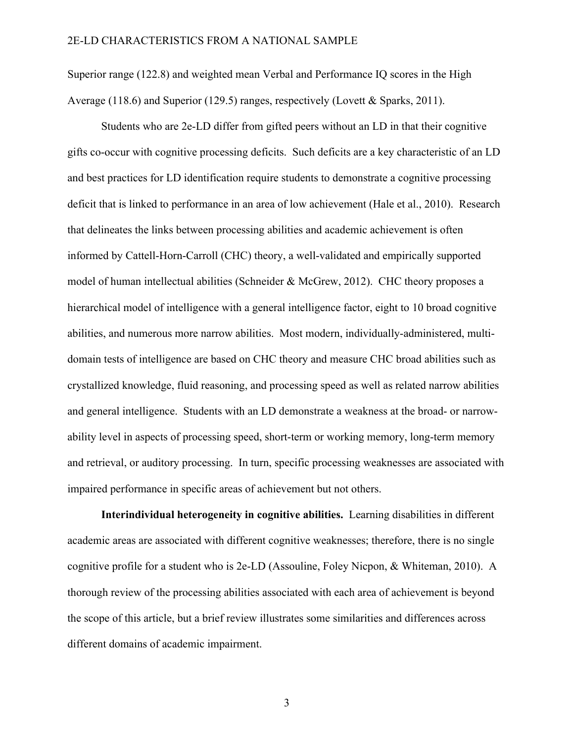Superior range (122.8) and weighted mean Verbal and Performance IQ scores in the High Average (118.6) and Superior (129.5) ranges, respectively (Lovett & Sparks, 2011).

Students who are 2e-LD differ from gifted peers without an LD in that their cognitive gifts co-occur with cognitive processing deficits. Such deficits are a key characteristic of an LD and best practices for LD identification require students to demonstrate a cognitive processing deficit that is linked to performance in an area of low achievement (Hale et al., 2010). Research that delineates the links between processing abilities and academic achievement is often informed by Cattell-Horn-Carroll (CHC) theory, a well-validated and empirically supported model of human intellectual abilities (Schneider & McGrew, 2012). CHC theory proposes a hierarchical model of intelligence with a general intelligence factor, eight to 10 broad cognitive abilities, and numerous more narrow abilities. Most modern, individually-administered, multi-domain tests of intelligence are based on CHC theory and measure CHC broad abilities such as crystallized knowledge, fluid reasoning, and processing speed as well as related narrow abilities and general intelligence. Students with an LD demonstrate a weakness at the broad- or narrow-ability level in aspects of processing speed, short-term or working memory, long-term memory and retrieval, or auditory processing. In turn, specific processing weaknesses are associated with impaired performance in specific areas of achievement but not others.

**Interindividual heterogeneity in cognitive abilities.** Learning disabilities in different academic areas are associated with different cognitive weaknesses; therefore, there is no single cognitive profile for a student who is 2e-LD (Assouline, Foley Nicpon, & Whiteman, 2010). A thorough review of the processing abilities associated with each area of achievement is beyond the scope of this article, but a brief review illustrates some similarities and differences across different domains of academic impairment.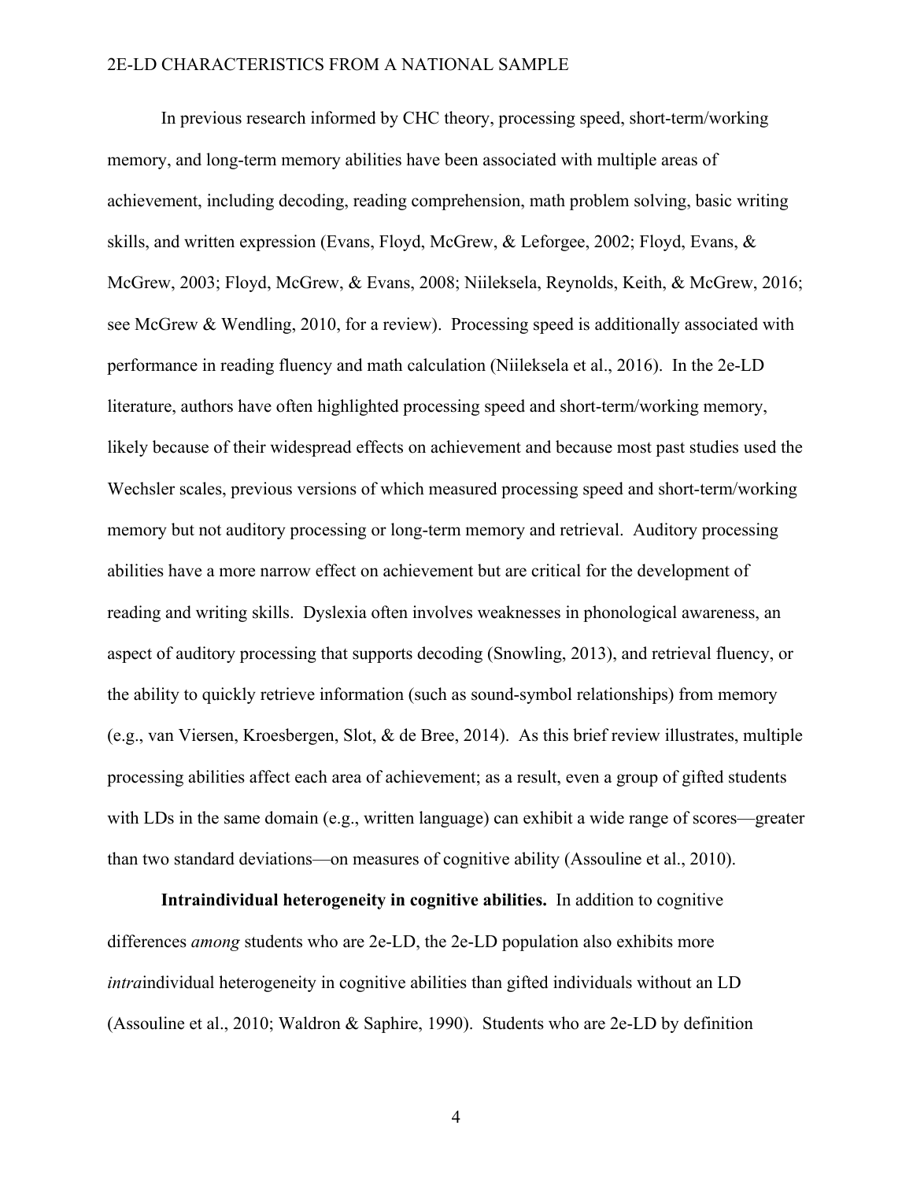In previous research informed by CHC theory, processing speed, short-term/working memory, and long-term memory abilities have been associated with multiple areas of achievement, including decoding, reading comprehension, math problem solving, basic writing skills, and written expression (Evans, Floyd, McGrew, & Leforgee, 2002; Floyd, Evans, & McGrew, 2003; Floyd, McGrew, & Evans, 2008; Niileksela, Reynolds, Keith, & McGrew, 2016; see McGrew & Wendling, 2010, for a review). Processing speed is additionally associated with performance in reading fluency and math calculation (Niileksela et al., 2016). In the 2e-LD literature, authors have often highlighted processing speed and short-term/working memory, likely because of their widespread effects on achievement and because most past studies used the Wechsler scales, previous versions of which measured processing speed and short-term/working memory but not auditory processing or long-term memory and retrieval. Auditory processing abilities have a more narrow effect on achievement but are critical for the development of reading and writing skills. Dyslexia often involves weaknesses in phonological awareness, an aspect of auditory processing that supports decoding (Snowling, 2013), and retrieval fluency, or the ability to quickly retrieve information (such as sound-symbol relationships) from memory (e.g., van Viersen, Kroesbergen, Slot, & de Bree, 2014). As this brief review illustrates, multiple processing abilities affect each area of achievement; as a result, even a group of gifted students with LDs in the same domain (e.g., written language) can exhibit a wide range of scores—greater than two standard deviations—on measures of cognitive ability (Assouline et al., 2010).

**Intraindividual heterogeneity in cognitive abilities.** In addition to cognitive differences *among* students who are 2e-LD, the 2e-LD population also exhibits more *intra*individual heterogeneity in cognitive abilities than gifted individuals without an LD (Assouline et al., 2010; Waldron & Saphire, 1990). Students who are 2e-LD by definition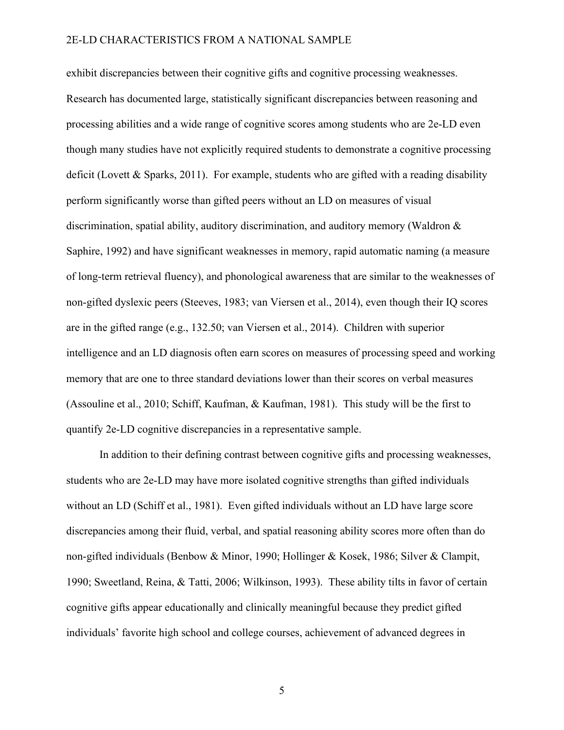exhibit discrepancies between their cognitive gifts and cognitive processing weaknesses. Research has documented large, statistically significant discrepancies between reasoning and processing abilities and a wide range of cognitive scores among students who are 2e-LD even though many studies have not explicitly required students to demonstrate a cognitive processing deficit (Lovett & Sparks, 2011). For example, students who are gifted with a reading disability perform significantly worse than gifted peers without an LD on measures of visual discrimination, spatial ability, auditory discrimination, and auditory memory (Waldron & Saphire, 1992) and have significant weaknesses in memory, rapid automatic naming (a measure of long-term retrieval fluency), and phonological awareness that are similar to the weaknesses of non-gifted dyslexic peers (Steeves, 1983; van Viersen et al., 2014), even though their IQ scores are in the gifted range (e.g., 132.50; van Viersen et al., 2014). Children with superior intelligence and an LD diagnosis often earn scores on measures of processing speed and working memory that are one to three standard deviations lower than their scores on verbal measures (Assouline et al., 2010; Schiff, Kaufman, & Kaufman, 1981). This study will be the first to quantify 2e-LD cognitive discrepancies in a representative sample.

In addition to their defining contrast between cognitive gifts and processing weaknesses, students who are 2e-LD may have more isolated cognitive strengths than gifted individuals without an LD (Schiff et al., 1981). Even gifted individuals without an LD have large score discrepancies among their fluid, verbal, and spatial reasoning ability scores more often than do non-gifted individuals (Benbow & Minor, 1990; Hollinger & Kosek, 1986; Silver & Clampit, 1990; Sweetland, Reina, & Tatti, 2006; Wilkinson, 1993). These ability tilts in favor of certain cognitive gifts appear educationally and clinically meaningful because they predict gifted individuals' favorite high school and college courses, achievement of advanced degrees in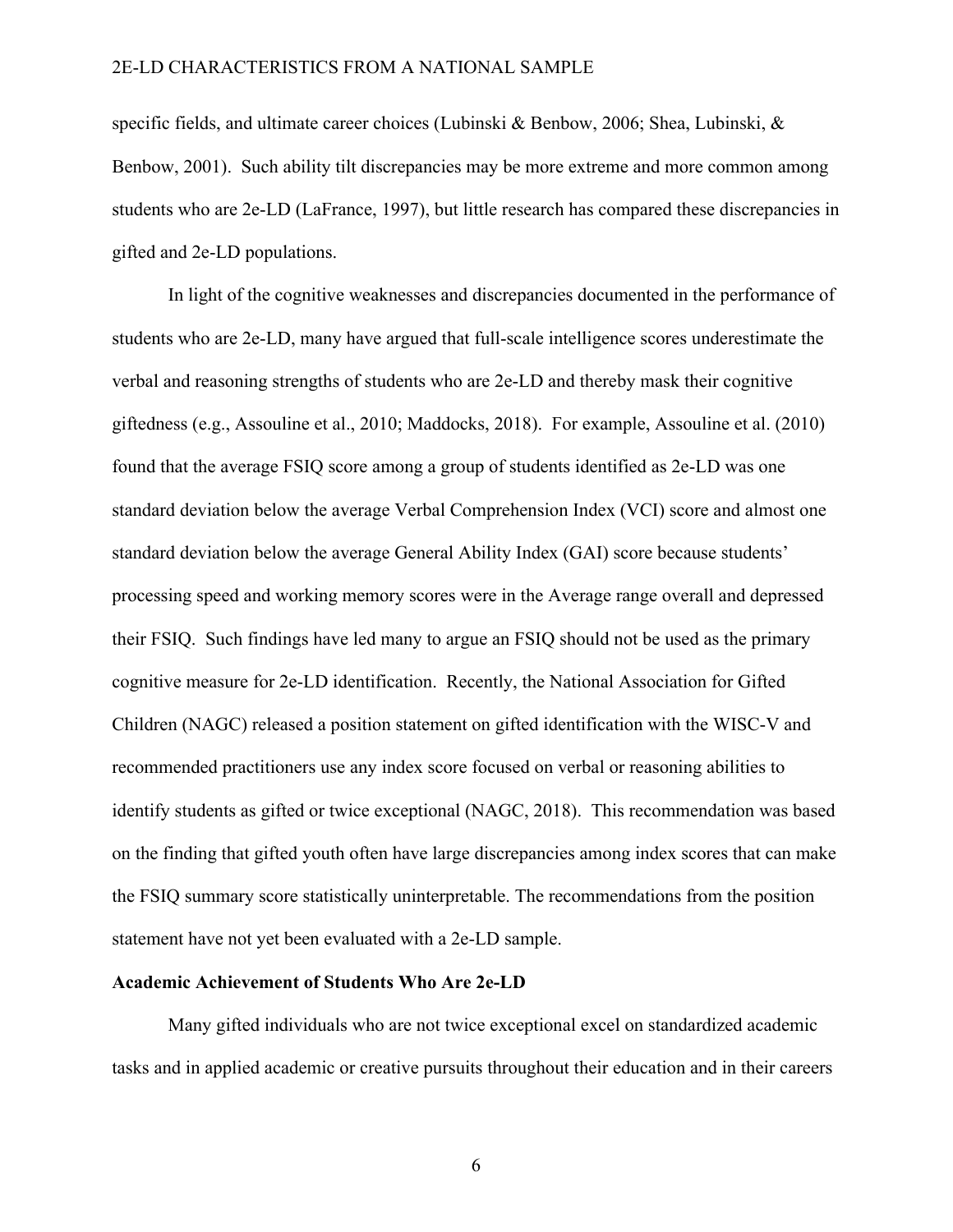specific fields, and ultimate career choices (Lubinski & Benbow, 2006; Shea, Lubinski, & Benbow, 2001). Such ability tilt discrepancies may be more extreme and more common among students who are 2e-LD (LaFrance, 1997), but little research has compared these discrepancies in gifted and 2e-LD populations.

In light of the cognitive weaknesses and discrepancies documented in the performance of students who are 2e-LD, many have argued that full-scale intelligence scores underestimate the verbal and reasoning strengths of students who are 2e-LD and thereby mask their cognitive giftedness (e.g., Assouline et al., 2010; Maddocks, 2018). For example, Assouline et al. (2010) found that the average FSIQ score among a group of students identified as 2e-LD was one standard deviation below the average Verbal Comprehension Index (VCI) score and almost one standard deviation below the average General Ability Index (GAI) score because students' processing speed and working memory scores were in the Average range overall and depressed their FSIQ. Such findings have led many to argue an FSIQ should not be used as the primary cognitive measure for 2e-LD identification. Recently, the National Association for Gifted Children (NAGC) released a position statement on gifted identification with the WISC-V and recommended practitioners use any index score focused on verbal or reasoning abilities to identify students as gifted or twice exceptional (NAGC, 2018). This recommendation was based on the finding that gifted youth often have large discrepancies among index scores that can make the FSIQ summary score statistically uninterpretable. The recommendations from the position statement have not yet been evaluated with a 2e-LD sample.

**Academic Achievement of Students Who Are 2e-LD**

Many gifted individuals who are not twice exceptional excel on standardized academic tasks and in applied academic or creative pursuits throughout their education and in their careers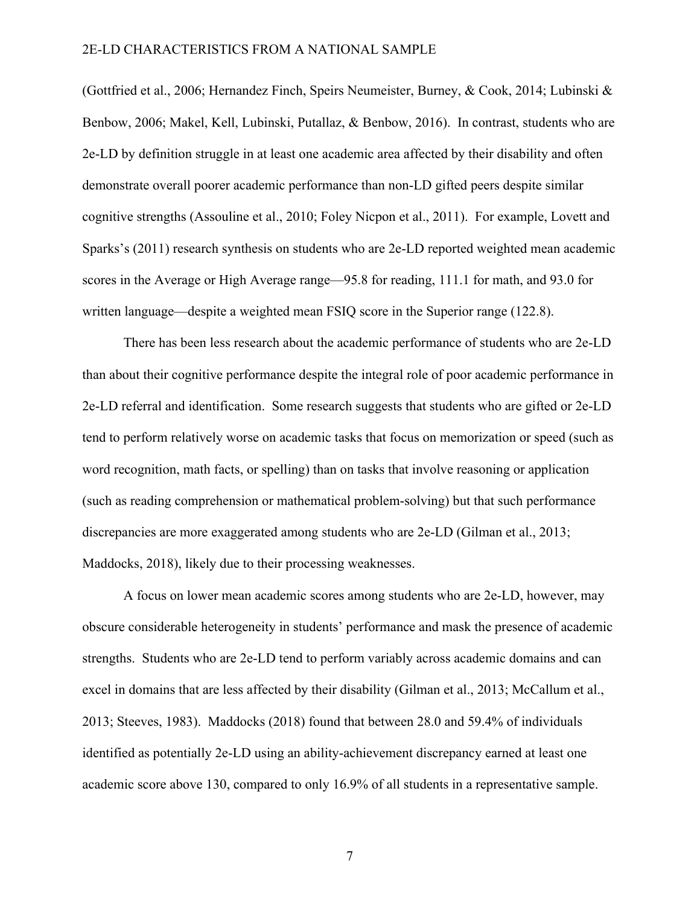(Gottfried et al., 2006; Hernandez Finch, Speirs Neumeister, Burney, & Cook, 2014; Lubinski & Benbow, 2006; Makel, Kell, Lubinski, Putallaz, & Benbow, 2016). In contrast, students who are 2e-LD by definition struggle in at least one academic area affected by their disability and often demonstrate overall poorer academic performance than non-LD gifted peers despite similar cognitive strengths (Assouline et al., 2010; Foley Nicpon et al., 2011). For example, Lovett and Sparks's (2011) research synthesis on students who are 2e-LD reported weighted mean academic scores in the Average or High Average range—95.8 for reading, 111.1 for math, and 93.0 for written language—despite a weighted mean FSIQ score in the Superior range (122.8).

There has been less research about the academic performance of students who are 2e-LD than about their cognitive performance despite the integral role of poor academic performance in 2e-LD referral and identification. Some research suggests that students who are gifted or 2e-LD tend to perform relatively worse on academic tasks that focus on memorization or speed (such as word recognition, math facts, or spelling) than on tasks that involve reasoning or application (such as reading comprehension or mathematical problem-solving) but that such performance discrepancies are more exaggerated among students who are 2e-LD (Gilman et al., 2013; Maddocks, 2018), likely due to their processing weaknesses.

A focus on lower mean academic scores among students who are 2e-LD, however, may obscure considerable heterogeneity in students' performance and mask the presence of academic strengths. Students who are 2e-LD tend to perform variably across academic domains and can excel in domains that are less affected by their disability (Gilman et al., 2013; McCallum et al., 2013; Steeves, 1983). Maddocks (2018) found that between 28.0 and 59.4% of individuals identified as potentially 2e-LD using an ability-achievement discrepancy earned at least one academic score above 130, compared to only 16.9% of all students in a representative sample.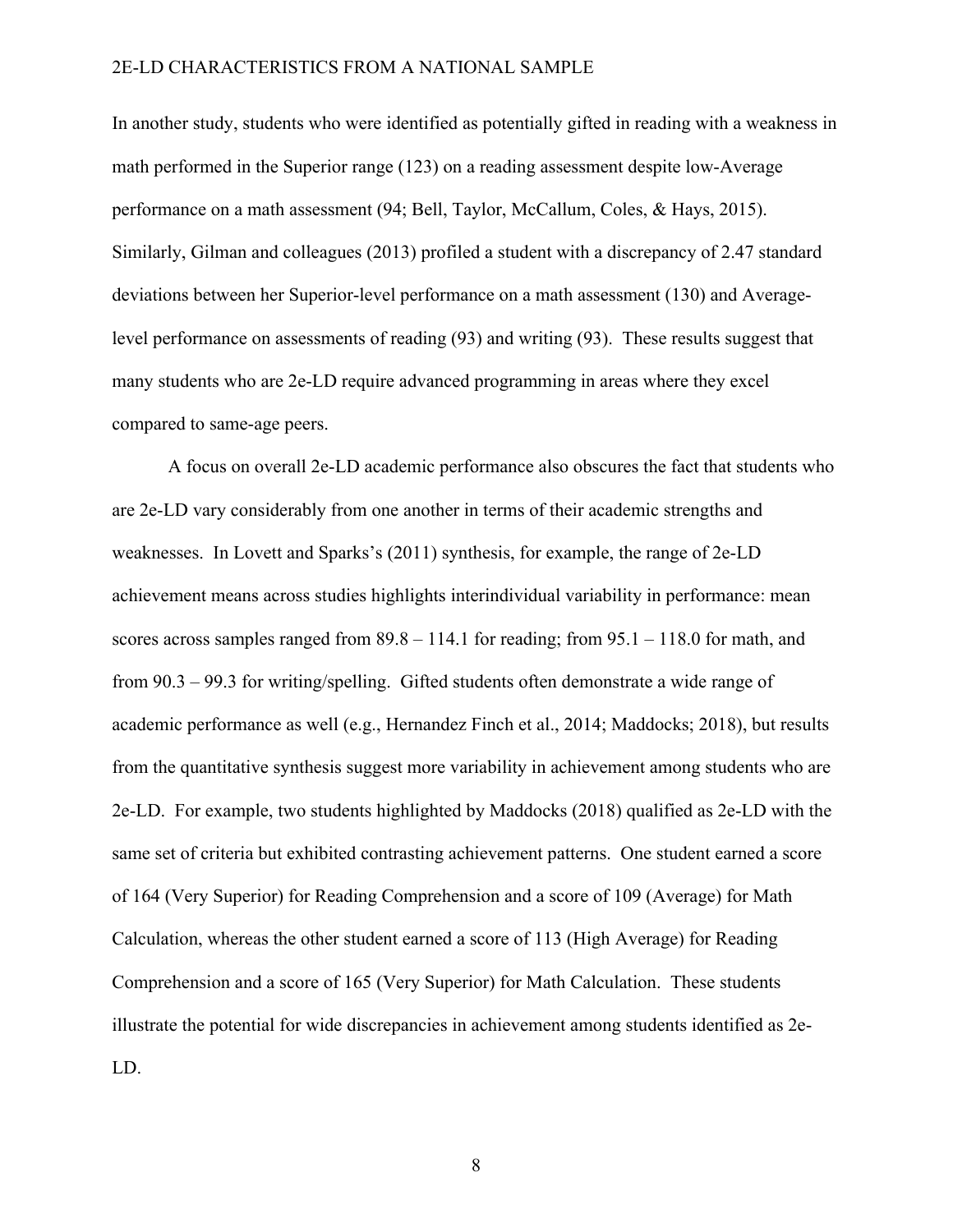In another study, students who were identified as potentially gifted in reading with a weakness in math performed in the Superior range (123) on a reading assessment despite low-Average performance on a math assessment (94; Bell, Taylor, McCallum, Coles, & Hays, 2015). Similarly, Gilman and colleagues (2013) profiled a student with a discrepancy of 2.47 standard deviations between her Superior-level performance on a math assessment (130) and Average-level performance on assessments of reading (93) and writing (93). These results suggest that many students who are 2e-LD require advanced programming in areas where they excel compared to same-age peers.

A focus on overall 2e-LD academic performance also obscures the fact that students who are 2e-LD vary considerably from one another in terms of their academic strengths and weaknesses. In Lovett and Sparks's (2011) synthesis, for example, the range of 2e-LD achievement means across studies highlights interindividual variability in performance: mean scores across samples ranged from 89.8 – 114.1 for reading; from 95.1 – 118.0 for math, and from 90.3 – 99.3 for writing/spelling. Gifted students often demonstrate a wide range of academic performance as well (e.g., Hernandez Finch et al., 2014; Maddocks; 2018), but results from the quantitative synthesis suggest more variability in achievement among students who are 2e-LD. For example, two students highlighted by Maddocks (2018) qualified as 2e-LD with the same set of criteria but exhibited contrasting achievement patterns. One student earned a score of 164 (Very Superior) for Reading Comprehension and a score of 109 (Average) for Math Calculation, whereas the other student earned a score of 113 (High Average) for Reading Comprehension and a score of 165 (Very Superior) for Math Calculation. These students illustrate the potential for wide discrepancies in achievement among students identified as 2e-LD.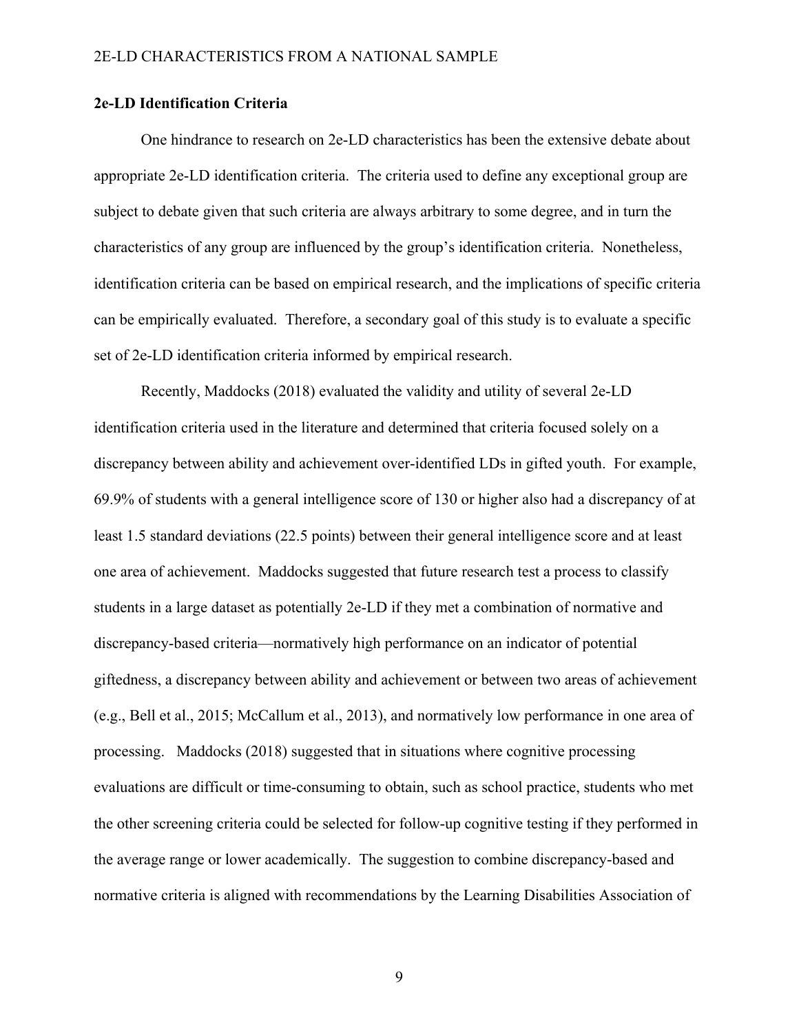**2e-LD Identification Criteria**

One hindrance to research on 2e-LD characteristics has been the extensive debate about appropriate 2e-LD identification criteria. The criteria used to define any exceptional group are subject to debate given that such criteria are always arbitrary to some degree, and in turn the characteristics of any group are influenced by the group's identification criteria. Nonetheless, identification criteria can be based on empirical research, and the implications of specific criteria can be empirically evaluated. Therefore, a secondary goal of this study is to evaluate a specific set of 2e-LD identification criteria informed by empirical research.

Recently, Maddocks (2018) evaluated the validity and utility of several 2e-LD identification criteria used in the literature and determined that criteria focused solely on a discrepancy between ability and achievement over-identified LDs in gifted youth. For example, 69.9% of students with a general intelligence score of 130 or higher also had a discrepancy of at least 1.5 standard deviations (22.5 points) between their general intelligence score and at least one area of achievement. Maddocks suggested that future research test a process to classify students in a large dataset as potentially 2e-LD if they met a combination of normative and discrepancy-based criteria—normatively high performance on an indicator of potential giftedness, a discrepancy between ability and achievement or between two areas of achievement (e.g., Bell et al., 2015; McCallum et al., 2013), and normatively low performance in one area of processing. Maddocks (2018) suggested that in situations where cognitive processing evaluations are difficult or time-consuming to obtain, such as school practice, students who met the other screening criteria could be selected for follow-up cognitive testing if they performed in the average range or lower academically. The suggestion to combine discrepancy-based and normative criteria is aligned with recommendations by the Learning Disabilities Association of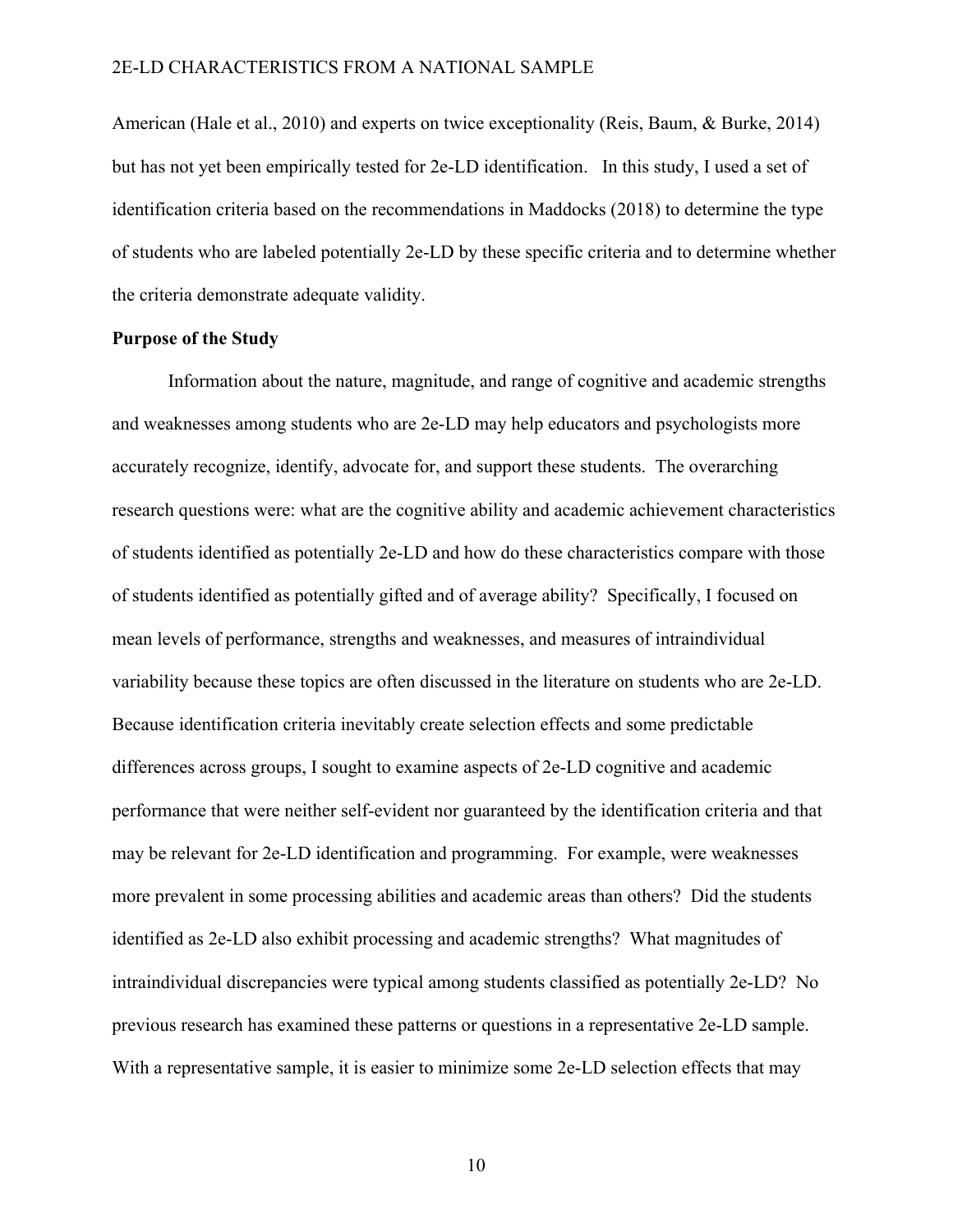American (Hale et al., 2010) and experts on twice exceptionality (Reis, Baum, & Burke, 2014) but has not yet been empirically tested for 2e-LD identification. In this study, I used a set of identification criteria based on the recommendations in Maddocks (2018) to determine the type of students who are labeled potentially 2e-LD by these specific criteria and to determine whether the criteria demonstrate adequate validity.

**Purpose of the Study**

Information about the nature, magnitude, and range of cognitive and academic strengths and weaknesses among students who are 2e-LD may help educators and psychologists more accurately recognize, identify, advocate for, and support these students. The overarching research questions were: what are the cognitive ability and academic achievement characteristics of students identified as potentially 2e-LD and how do these characteristics compare with those of students identified as potentially gifted and of average ability? Specifically, I focused on mean levels of performance, strengths and weaknesses, and measures of intraindividual variability because these topics are often discussed in the literature on students who are 2e-LD. Because identification criteria inevitably create selection effects and some predictable differences across groups, I sought to examine aspects of 2e-LD cognitive and academic performance that were neither self-evident nor guaranteed by the identification criteria and that may be relevant for 2e-LD identification and programming. For example, were weaknesses more prevalent in some processing abilities and academic areas than others? Did the students identified as 2e-LD also exhibit processing and academic strengths? What magnitudes of intraindividual discrepancies were typical among students classified as potentially 2e-LD? No previous research has examined these patterns or questions in a representative 2e-LD sample. With a representative sample, it is easier to minimize some 2e-LD selection effects that may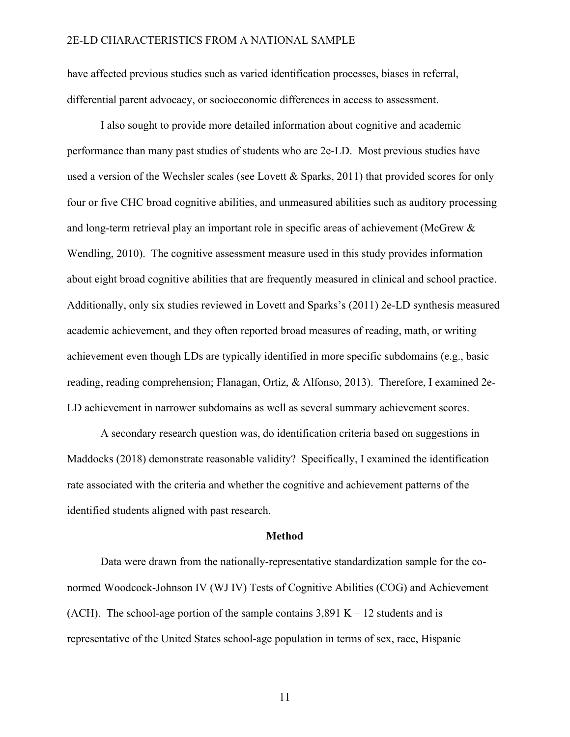have affected previous studies such as varied identification processes, biases in referral, differential parent advocacy, or socioeconomic differences in access to assessment.

I also sought to provide more detailed information about cognitive and academic performance than many past studies of students who are 2e-LD. Most previous studies have used a version of the Wechsler scales (see Lovett & Sparks, 2011) that provided scores for only four or five CHC broad cognitive abilities, and unmeasured abilities such as auditory processing and long-term retrieval play an important role in specific areas of achievement (McGrew & Wendling, 2010). The cognitive assessment measure used in this study provides information about eight broad cognitive abilities that are frequently measured in clinical and school practice. Additionally, only six studies reviewed in Lovett and Sparks's (2011) 2e-LD synthesis measured academic achievement, and they often reported broad measures of reading, math, or writing achievement even though LDs are typically identified in more specific subdomains (e.g., basic reading, reading comprehension; Flanagan, Ortiz, & Alfonso, 2013). Therefore, I examined 2e-LD achievement in narrower subdomains as well as several summary achievement scores.

A secondary research question was, do identification criteria based on suggestions in Maddocks (2018) demonstrate reasonable validity? Specifically, I examined the identification rate associated with the criteria and whether the cognitive and achievement patterns of the identified students aligned with past research.

## Method

Data were drawn from the nationally-representative standardization sample for the co-normed Woodcock-Johnson IV (WJ IV) Tests of Cognitive Abilities (COG) and Achievement (ACH). The school-age portion of the sample contains 3,891 K – 12 students and is representative of the United States school-age population in terms of sex, race, Hispanic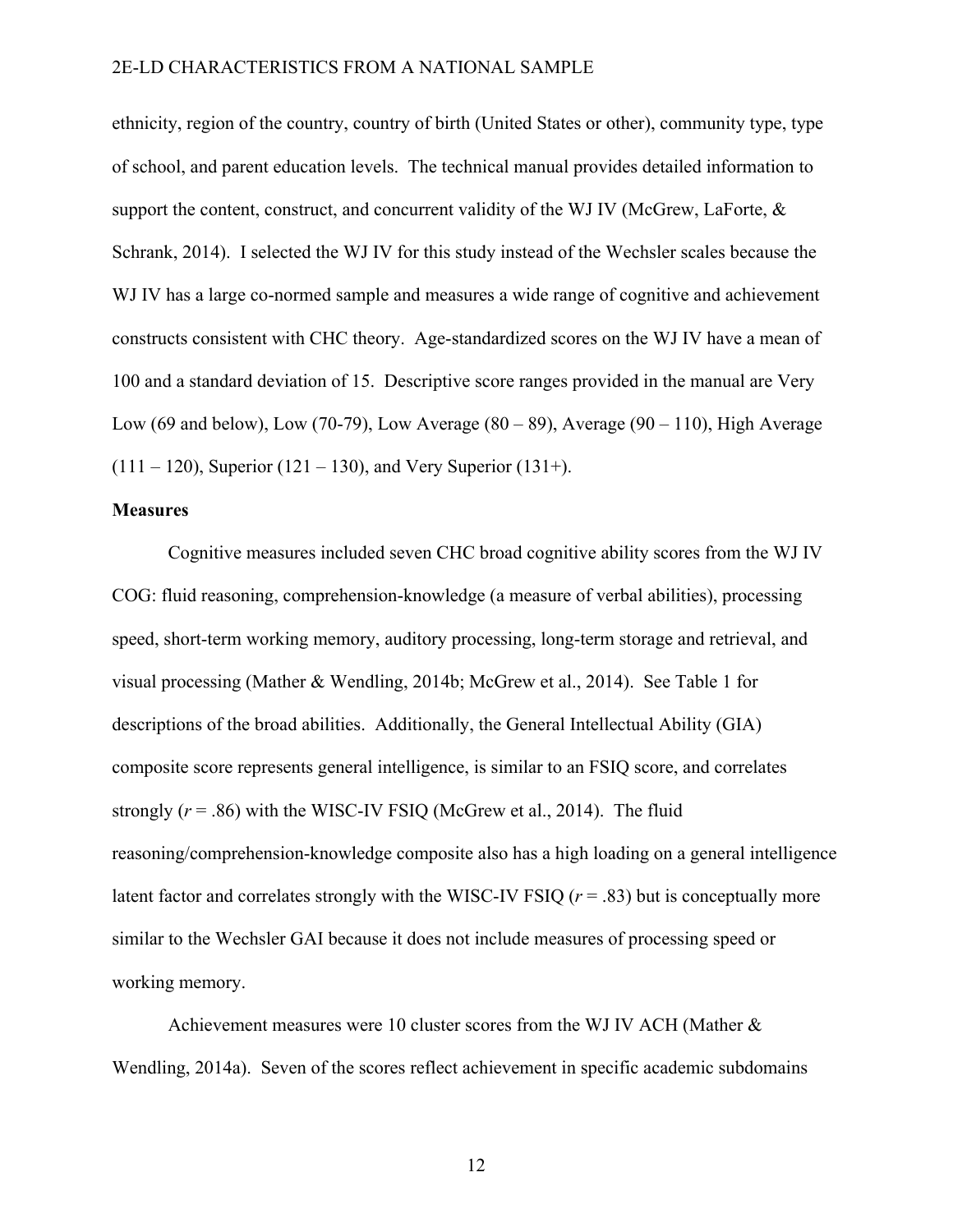ethnicity, region of the country, country of birth (United States or other), community type, type of school, and parent education levels. The technical manual provides detailed information to support the content, construct, and concurrent validity of the WJ IV (McGrew, LaForte, & Schrank, 2014). I selected the WJ IV for this study instead of the Wechsler scales because the WJ IV has a large co-normed sample and measures a wide range of cognitive and achievement constructs consistent with CHC theory. Age-standardized scores on the WJ IV have a mean of 100 and a standard deviation of 15. Descriptive score ranges provided in the manual are Very Low (69 and below), Low (70-79), Low Average (80 – 89), Average (90 – 110), High Average (111 – 120), Superior (121 – 130), and Very Superior (131+).

## Measures

Cognitive measures included seven CHC broad cognitive ability scores from the WJ IV COG: fluid reasoning, comprehension-knowledge (a measure of verbal abilities), processing speed, short-term working memory, auditory processing, long-term storage and retrieval, and visual processing (Mather & Wendling, 2014b; McGrew et al., 2014). See Table 1 for descriptions of the broad abilities. Additionally, the General Intellectual Ability (GIA) composite score represents general intelligence, is similar to an FSIQ score, and correlates strongly ($r = .86$) with the WISC-IV FSIQ (McGrew et al., 2014). The fluid reasoning/comprehension-knowledge composite also has a high loading on a general intelligence latent factor and correlates strongly with the WISC-IV FSIQ ($r = .83$) but is conceptually more similar to the Wechsler GAI because it does not include measures of processing speed or working memory.

Achievement measures were 10 cluster scores from the WJ IV ACH (Mather & Wendling, 2014a). Seven of the scores reflect achievement in specific academic subdomains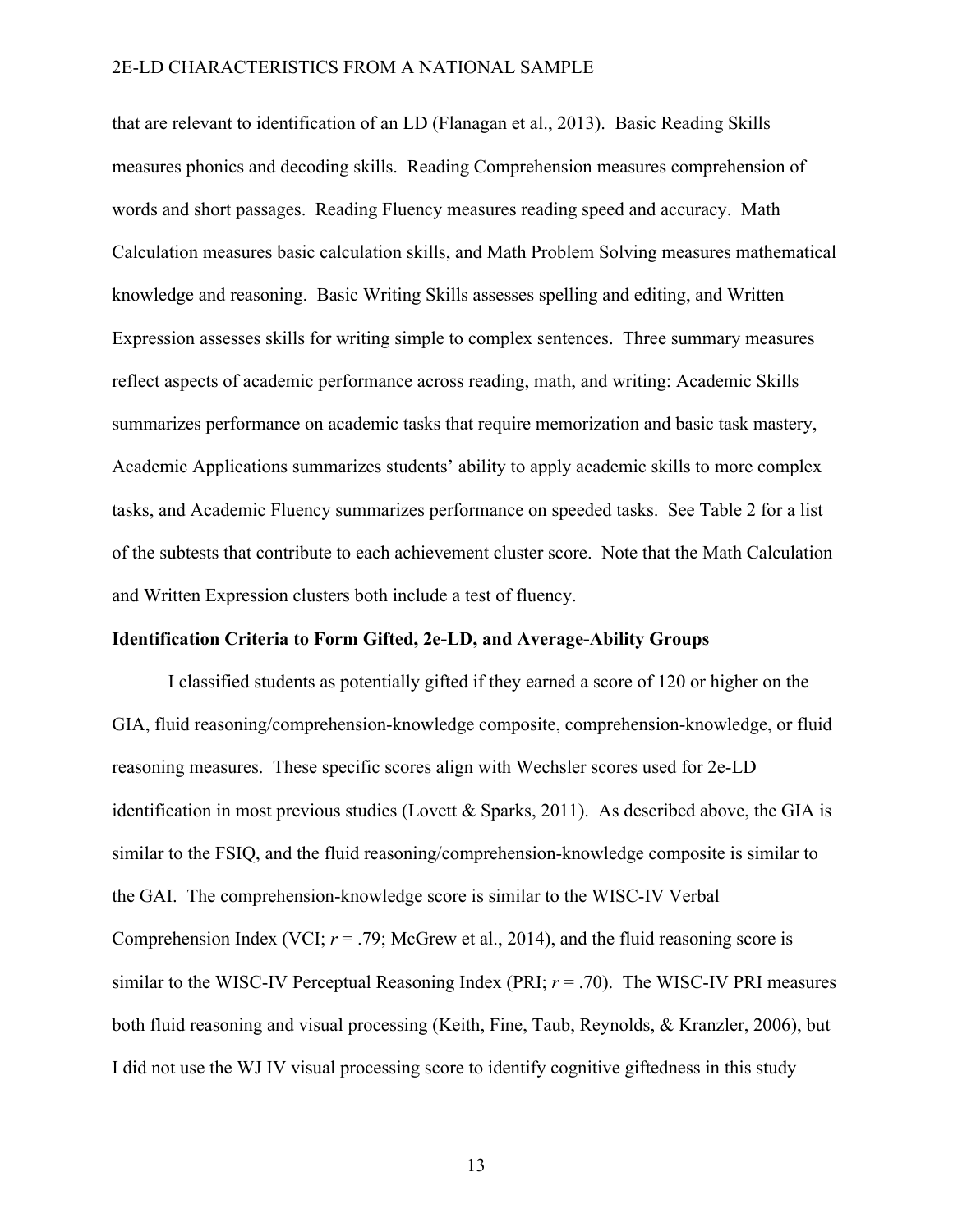that are relevant to identification of an LD (Flanagan et al., 2013). Basic Reading Skills measures phonics and decoding skills. Reading Comprehension measures comprehension of words and short passages. Reading Fluency measures reading speed and accuracy. Math Calculation measures basic calculation skills, and Math Problem Solving measures mathematical knowledge and reasoning. Basic Writing Skills assesses spelling and editing, and Written Expression assesses skills for writing simple to complex sentences. Three summary measures reflect aspects of academic performance across reading, math, and writing: Academic Skills summarizes performance on academic tasks that require memorization and basic task mastery, Academic Applications summarizes students' ability to apply academic skills to more complex tasks, and Academic Fluency summarizes performance on speeded tasks. See Table 2 for a list of the subtests that contribute to each achievement cluster score. Note that the Math Calculation and Written Expression clusters both include a test of fluency.

**Identification Criteria to Form Gifted, 2e-LD, and Average-Ability Groups**

I classified students as potentially gifted if they earned a score of 120 or higher on the GIA, fluid reasoning/comprehension-knowledge composite, comprehension-knowledge, or fluid reasoning measures. These specific scores align with Wechsler scores used for 2e-LD identification in most previous studies (Lovett & Sparks, 2011). As described above, the GIA is similar to the FSIQ, and the fluid reasoning/comprehension-knowledge composite is similar to the GAI. The comprehension-knowledge score is similar to the WISC-IV Verbal Comprehension Index (VCI; $r = .79$; McGrew et al., 2014), and the fluid reasoning score is similar to the WISC-IV Perceptual Reasoning Index (PRI; $r = .70$). The WISC-IV PRI measures both fluid reasoning and visual processing (Keith, Fine, Taub, Reynolds, & Kranzler, 2006), but I did not use the WJ IV visual processing score to identify cognitive giftedness in this study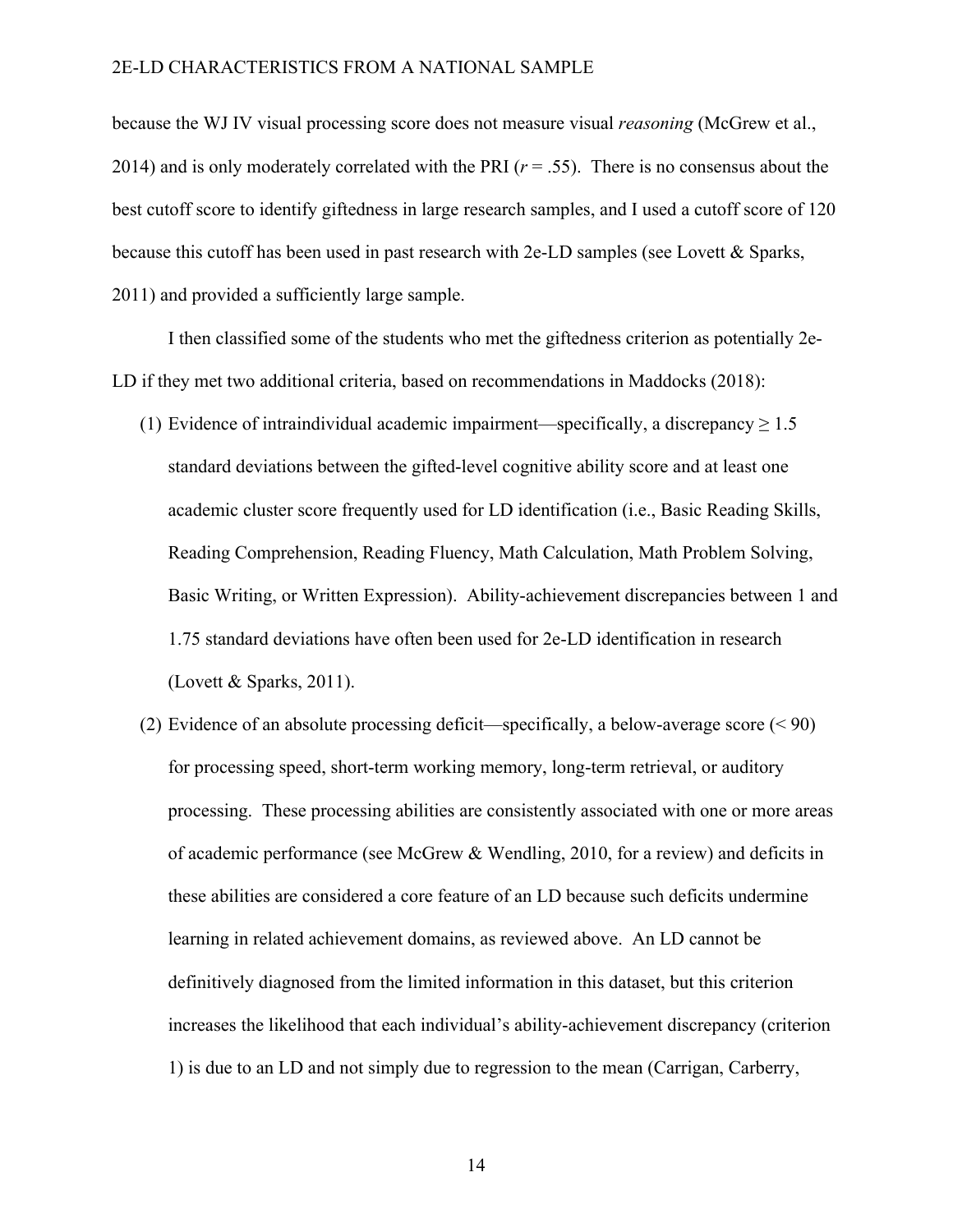because the WJ IV visual processing score does not measure visual *reasoning* (McGrew et al., 2014) and is only moderately correlated with the PRI ($r = .55$). There is no consensus about the best cutoff score to identify giftedness in large research samples, and I used a cutoff score of 120 because this cutoff has been used in past research with 2e-LD samples (see Lovett & Sparks, 2011) and provided a sufficiently large sample.

I then classified some of the students who met the giftedness criterion as potentially 2e-LD if they met two additional criteria, based on recommendations in Maddocks (2018):

(1) Evidence of intraindividual academic impairment—specifically, a discrepancy $\geq 1.5$ standard deviations between the gifted-level cognitive ability score and at least one academic cluster score frequently used for LD identification (i.e., Basic Reading Skills, Reading Comprehension, Reading Fluency, Math Calculation, Math Problem Solving, Basic Writing, or Written Expression). Ability-achievement discrepancies between 1 and 1.75 standard deviations have often been used for 2e-LD identification in research (Lovett & Sparks, 2011).

(2) Evidence of an absolute processing deficit—specifically, a below-average score ($< 90$) for processing speed, short-term working memory, long-term retrieval, or auditory processing. These processing abilities are consistently associated with one or more areas of academic performance (see McGrew & Wendling, 2010, for a review) and deficits in these abilities are considered a core feature of an LD because such deficits undermine learning in related achievement domains, as reviewed above. An LD cannot be definitively diagnosed from the limited information in this dataset, but this criterion increases the likelihood that each individual's ability-achievement discrepancy (criterion 1) is due to an LD and not simply due to regression to the mean (Carrigan, Carberry,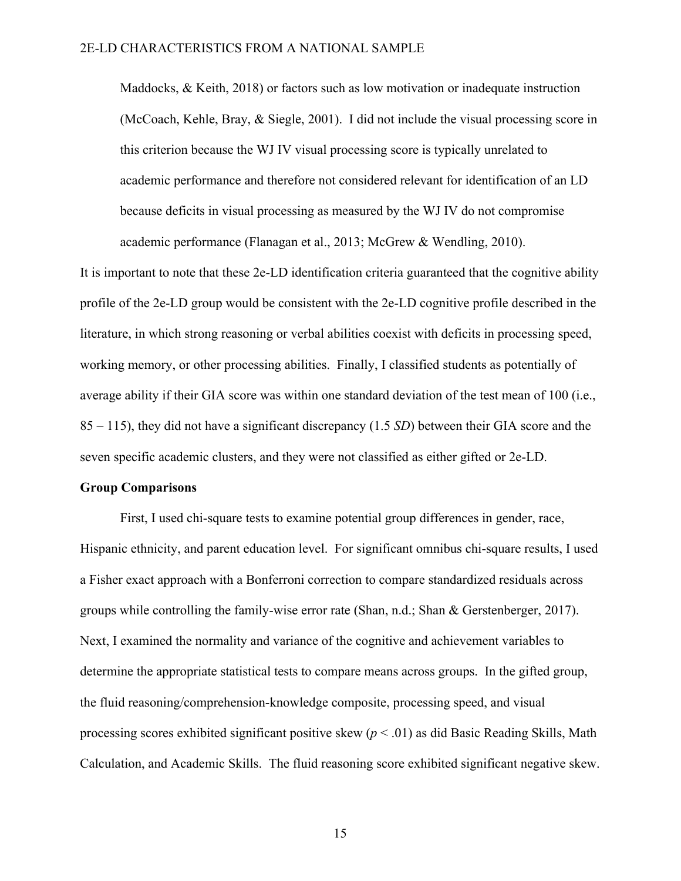Maddocks, & Keith, 2018) or factors such as low motivation or inadequate instruction (McCoach, Kehle, Bray, & Siegle, 2001). I did not include the visual processing score in this criterion because the WJ IV visual processing score is typically unrelated to academic performance and therefore not considered relevant for identification of an LD because deficits in visual processing as measured by the WJ IV do not compromise academic performance (Flanagan et al., 2013; McGrew & Wendling, 2010).

It is important to note that these 2e-LD identification criteria guaranteed that the cognitive ability profile of the 2e-LD group would be consistent with the 2e-LD cognitive profile described in the literature, in which strong reasoning or verbal abilities coexist with deficits in processing speed, working memory, or other processing abilities. Finally, I classified students as potentially of average ability if their GIA score was within one standard deviation of the test mean of 100 (i.e., 85 – 115), they did not have a significant discrepancy (1.5 *SD*) between their GIA score and the seven specific academic clusters, and they were not classified as either gifted or 2e-LD.

**Group Comparisons**

First, I used chi-square tests to examine potential group differences in gender, race, Hispanic ethnicity, and parent education level. For significant omnibus chi-square results, I used a Fisher exact approach with a Bonferroni correction to compare standardized residuals across groups while controlling the family-wise error rate (Shan, n.d.; Shan & Gerstenberger, 2017). Next, I examined the normality and variance of the cognitive and achievement variables to determine the appropriate statistical tests to compare means across groups. In the gifted group, the fluid reasoning/comprehension-knowledge composite, processing speed, and visual processing scores exhibited significant positive skew ($p < .01$) as did Basic Reading Skills, Math Calculation, and Academic Skills. The fluid reasoning score exhibited significant negative skew.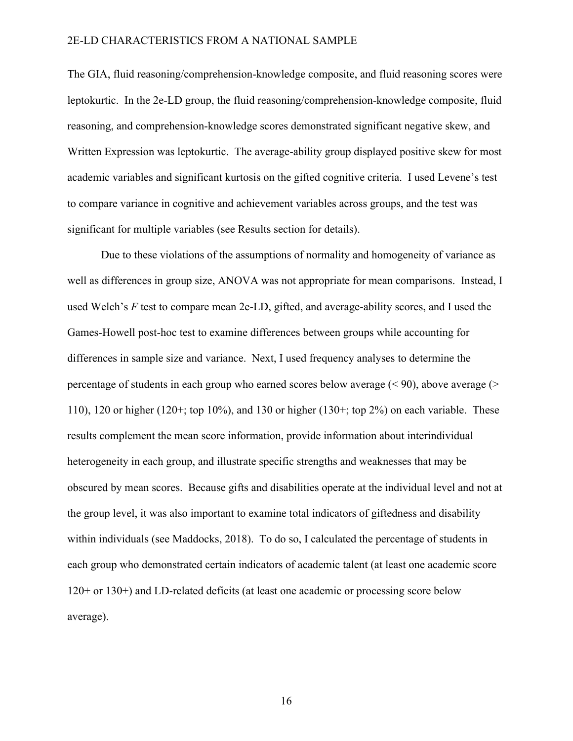The GIA, fluid reasoning/comprehension-knowledge composite, and fluid reasoning scores were leptokurtic. In the 2e-LD group, the fluid reasoning/comprehension-knowledge composite, fluid reasoning, and comprehension-knowledge scores demonstrated significant negative skew, and Written Expression was leptokurtic. The average-ability group displayed positive skew for most academic variables and significant kurtosis on the gifted cognitive criteria. I used Levene's test to compare variance in cognitive and achievement variables across groups, and the test was significant for multiple variables (see Results section for details).

Due to these violations of the assumptions of normality and homogeneity of variance as well as differences in group size, ANOVA was not appropriate for mean comparisons. Instead, I used Welch's *F* test to compare mean 2e-LD, gifted, and average-ability scores, and I used the Games-Howell post-hoc test to examine differences between groups while accounting for differences in sample size and variance. Next, I used frequency analyses to determine the percentage of students in each group who earned scores below average (< 90), above average (> 110), 120 or higher (120+; top 10%), and 130 or higher (130+; top 2%) on each variable. These results complement the mean score information, provide information about interindividual heterogeneity in each group, and illustrate specific strengths and weaknesses that may be obscured by mean scores. Because gifts and disabilities operate at the individual level and not at the group level, it was also important to examine total indicators of giftedness and disability within individuals (see Maddocks, 2018). To do so, I calculated the percentage of students in each group who demonstrated certain indicators of academic talent (at least one academic score 120+ or 130+) and LD-related deficits (at least one academic or processing score below average).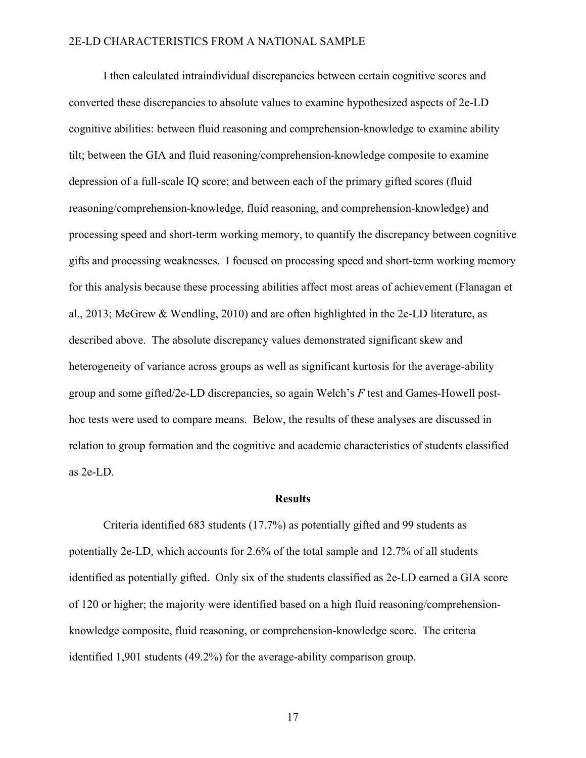I then calculated intraindividual discrepancies between certain cognitive scores and converted these discrepancies to absolute values to examine hypothesized aspects of 2e-LD cognitive abilities: between fluid reasoning and comprehension-knowledge to examine ability tilt; between the GIA and fluid reasoning/comprehension-knowledge composite to examine depression of a full-scale IQ score; and between each of the primary gifted scores (fluid reasoning/comprehension-knowledge, fluid reasoning, and comprehension-knowledge) and processing speed and short-term working memory, to quantify the discrepancy between cognitive gifts and processing weaknesses. I focused on processing speed and short-term working memory for this analysis because these processing abilities affect most areas of achievement (Flanagan et al., 2013; McGrew & Wendling, 2010) and are often highlighted in the 2e-LD literature, as described above. The absolute discrepancy values demonstrated significant skew and heterogeneity of variance across groups as well as significant kurtosis for the average-ability group and some gifted/2e-LD discrepancies, so again Welch's *F* test and Games-Howell post-hoc tests were used to compare means. Below, the results of these analyses are discussed in relation to group formation and the cognitive and academic characteristics of students classified as 2e-LD.

## Results

Criteria identified 683 students (17.7%) as potentially gifted and 99 students as potentially 2e-LD, which accounts for 2.6% of the total sample and 12.7% of all students identified as potentially gifted. Only six of the students classified as 2e-LD earned a GIA score of 120 or higher; the majority were identified based on a high fluid reasoning/comprehension-knowledge composite, fluid reasoning, or comprehension-knowledge score. The criteria identified 1,901 students (49.2%) for the average-ability comparison group.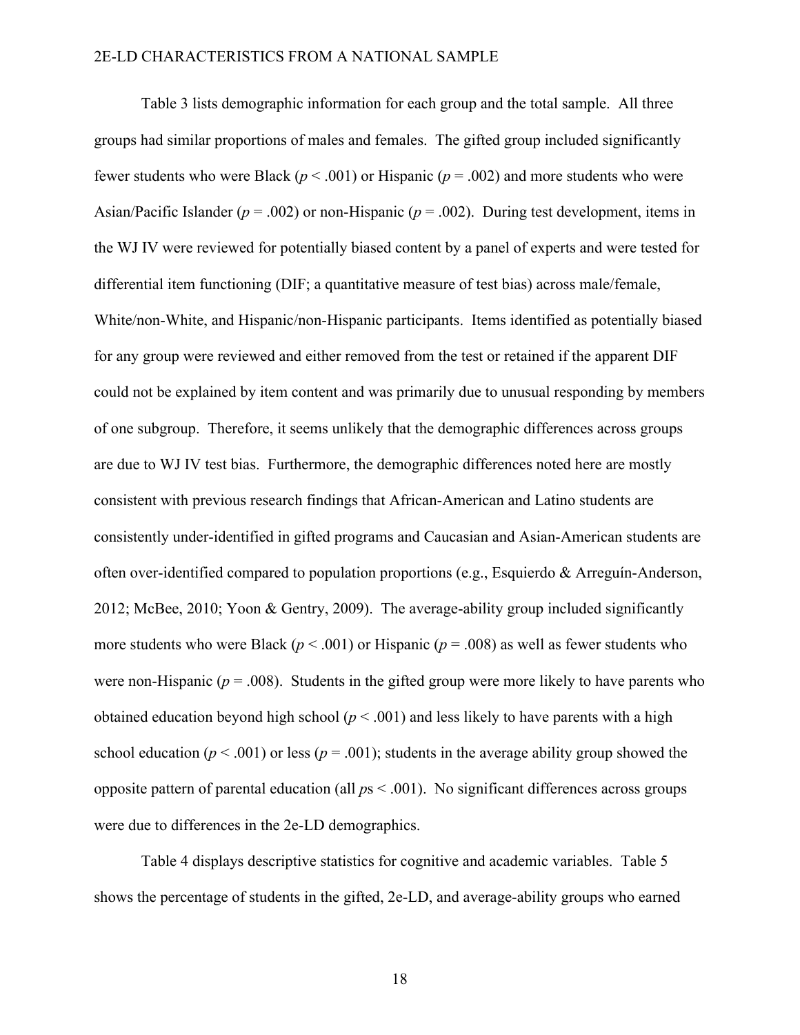Table 3 lists demographic information for each group and the total sample. All three groups had similar proportions of males and females. The gifted group included significantly fewer students who were Black ($p < .001$) or Hispanic ($p = .002$) and more students who were Asian/Pacific Islander ($p = .002$) or non-Hispanic ($p = .002$). During test development, items in the WJ IV were reviewed for potentially biased content by a panel of experts and were tested for differential item functioning (DIF; a quantitative measure of test bias) across male/female, White/non-White, and Hispanic/non-Hispanic participants. Items identified as potentially biased for any group were reviewed and either removed from the test or retained if the apparent DIF could not be explained by item content and was primarily due to unusual responding by members of one subgroup. Therefore, it seems unlikely that the demographic differences across groups are due to WJ IV test bias. Furthermore, the demographic differences noted here are mostly consistent with previous research findings that African-American and Latino students are consistently under-identified in gifted programs and Caucasian and Asian-American students are often over-identified compared to population proportions (e.g., Esquierdo & Arreguín-Anderson, 2012; McBee, 2010; Yoon & Gentry, 2009). The average-ability group included significantly more students who were Black ($p < .001$) or Hispanic ($p = .008$) as well as fewer students who were non-Hispanic ($p = .008$). Students in the gifted group were more likely to have parents who obtained education beyond high school ($p < .001$) and less likely to have parents with a high school education ($p < .001$) or less ($p = .001$); students in the average ability group showed the opposite pattern of parental education (all $p$s $< .001$). No significant differences across groups were due to differences in the 2e-LD demographics.

Table 4 displays descriptive statistics for cognitive and academic variables. Table 5 shows the percentage of students in the gifted, 2e-LD, and average-ability groups who earned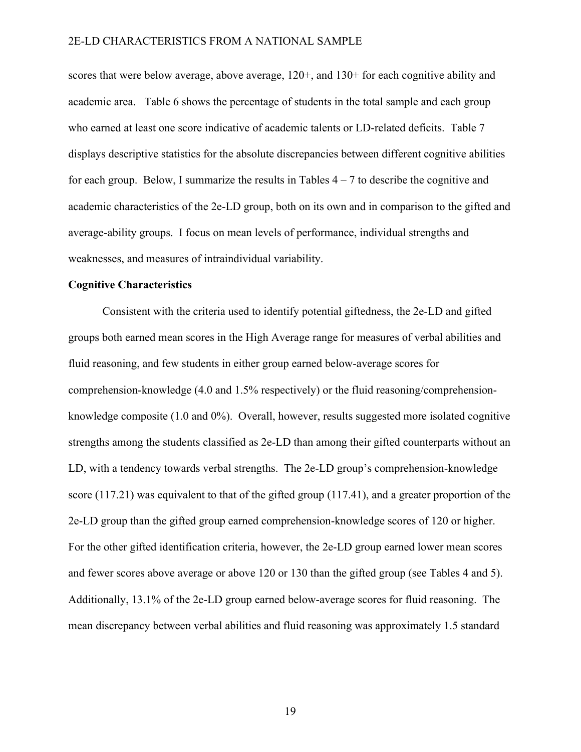scores that were below average, above average, 120+, and 130+ for each cognitive ability and academic area. Table 6 shows the percentage of students in the total sample and each group who earned at least one score indicative of academic talents or LD-related deficits. Table 7 displays descriptive statistics for the absolute discrepancies between different cognitive abilities for each group. Below, I summarize the results in Tables 4 – 7 to describe the cognitive and academic characteristics of the 2e-LD group, both on its own and in comparison to the gifted and average-ability groups. I focus on mean levels of performance, individual strengths and weaknesses, and measures of intraindividual variability.

**Cognitive Characteristics**

Consistent with the criteria used to identify potential giftedness, the 2e-LD and gifted groups both earned mean scores in the High Average range for measures of verbal abilities and fluid reasoning, and few students in either group earned below-average scores for comprehension-knowledge (4.0 and 1.5% respectively) or the fluid reasoning/comprehension-knowledge composite (1.0 and 0%). Overall, however, results suggested more isolated cognitive strengths among the students classified as 2e-LD than among their gifted counterparts without an LD, with a tendency towards verbal strengths. The 2e-LD group's comprehension-knowledge score (117.21) was equivalent to that of the gifted group (117.41), and a greater proportion of the 2e-LD group than the gifted group earned comprehension-knowledge scores of 120 or higher. For the other gifted identification criteria, however, the 2e-LD group earned lower mean scores and fewer scores above average or above 120 or 130 than the gifted group (see Tables 4 and 5). Additionally, 13.1% of the 2e-LD group earned below-average scores for fluid reasoning. The mean discrepancy between verbal abilities and fluid reasoning was approximately 1.5 standard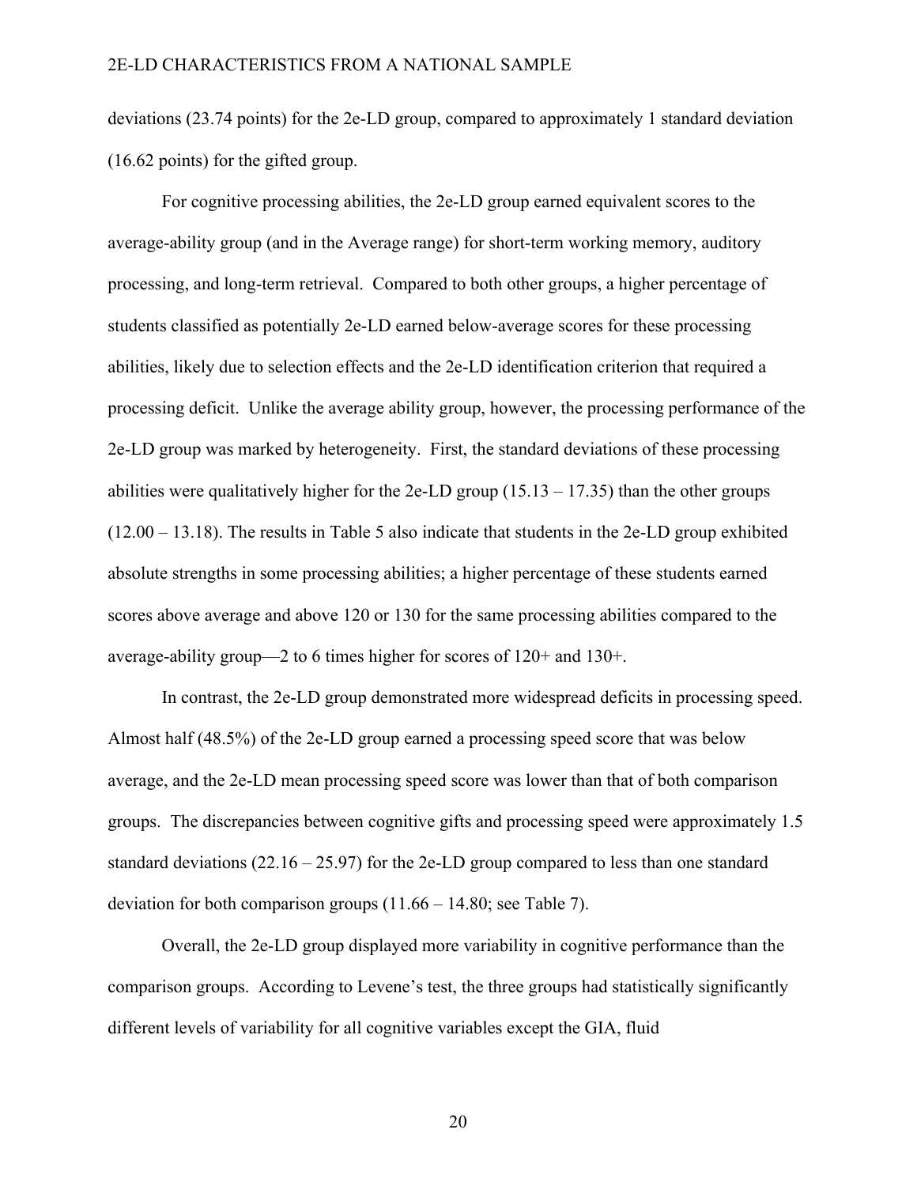deviations (23.74 points) for the 2e-LD group, compared to approximately 1 standard deviation (16.62 points) for the gifted group.

For cognitive processing abilities, the 2e-LD group earned equivalent scores to the average-ability group (and in the Average range) for short-term working memory, auditory processing, and long-term retrieval. Compared to both other groups, a higher percentage of students classified as potentially 2e-LD earned below-average scores for these processing abilities, likely due to selection effects and the 2e-LD identification criterion that required a processing deficit. Unlike the average ability group, however, the processing performance of the 2e-LD group was marked by heterogeneity. First, the standard deviations of these processing abilities were qualitatively higher for the 2e-LD group (15.13 – 17.35) than the other groups (12.00 – 13.18). The results in Table 5 also indicate that students in the 2e-LD group exhibited absolute strengths in some processing abilities; a higher percentage of these students earned scores above average and above 120 or 130 for the same processing abilities compared to the average-ability group—2 to 6 times higher for scores of 120+ and 130+.

In contrast, the 2e-LD group demonstrated more widespread deficits in processing speed. Almost half (48.5%) of the 2e-LD group earned a processing speed score that was below average, and the 2e-LD mean processing speed score was lower than that of both comparison groups. The discrepancies between cognitive gifts and processing speed were approximately 1.5 standard deviations (22.16 – 25.97) for the 2e-LD group compared to less than one standard deviation for both comparison groups (11.66 – 14.80; see Table 7).

Overall, the 2e-LD group displayed more variability in cognitive performance than the comparison groups. According to Levene's test, the three groups had statistically significantly different levels of variability for all cognitive variables except the GIA, fluid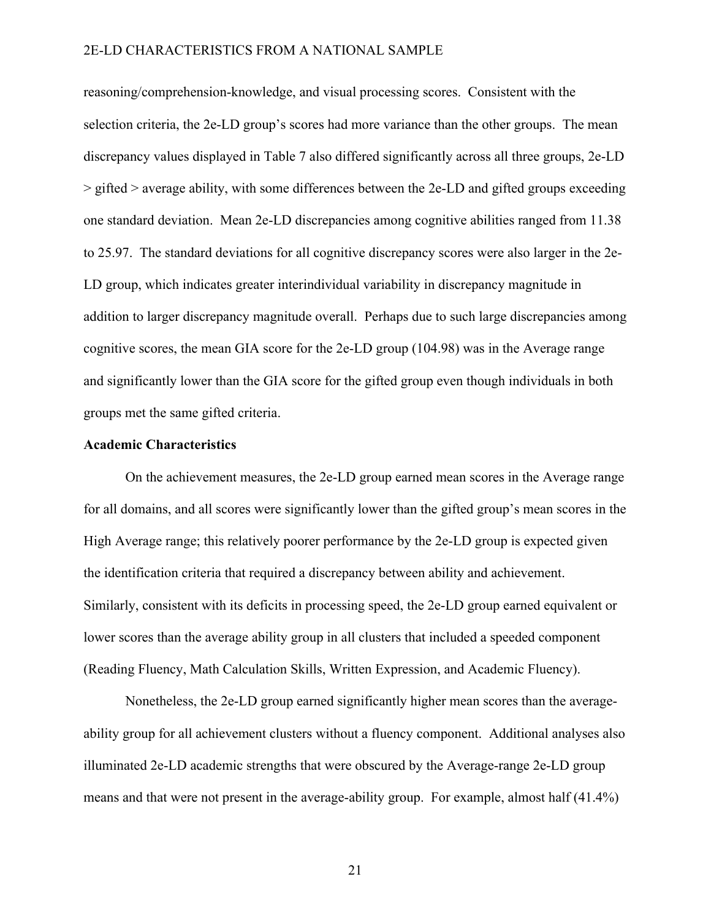reasoning/comprehension-knowledge, and visual processing scores. Consistent with the selection criteria, the 2e-LD group's scores had more variance than the other groups. The mean discrepancy values displayed in Table 7 also differed significantly across all three groups, 2e-LD > gifted > average ability, with some differences between the 2e-LD and gifted groups exceeding one standard deviation. Mean 2e-LD discrepancies among cognitive abilities ranged from 11.38 to 25.97. The standard deviations for all cognitive discrepancy scores were also larger in the 2e-LD group, which indicates greater interindividual variability in discrepancy magnitude in addition to larger discrepancy magnitude overall. Perhaps due to such large discrepancies among cognitive scores, the mean GIA score for the 2e-LD group (104.98) was in the Average range and significantly lower than the GIA score for the gifted group even though individuals in both groups met the same gifted criteria.

**Academic Characteristics**

On the achievement measures, the 2e-LD group earned mean scores in the Average range for all domains, and all scores were significantly lower than the gifted group's mean scores in the High Average range; this relatively poorer performance by the 2e-LD group is expected given the identification criteria that required a discrepancy between ability and achievement. Similarly, consistent with its deficits in processing speed, the 2e-LD group earned equivalent or lower scores than the average ability group in all clusters that included a speeded component (Reading Fluency, Math Calculation Skills, Written Expression, and Academic Fluency).

Nonetheless, the 2e-LD group earned significantly higher mean scores than the average-ability group for all achievement clusters without a fluency component. Additional analyses also illuminated 2e-LD academic strengths that were obscured by the Average-range 2e-LD group means and that were not present in the average-ability group. For example, almost half (41.4%)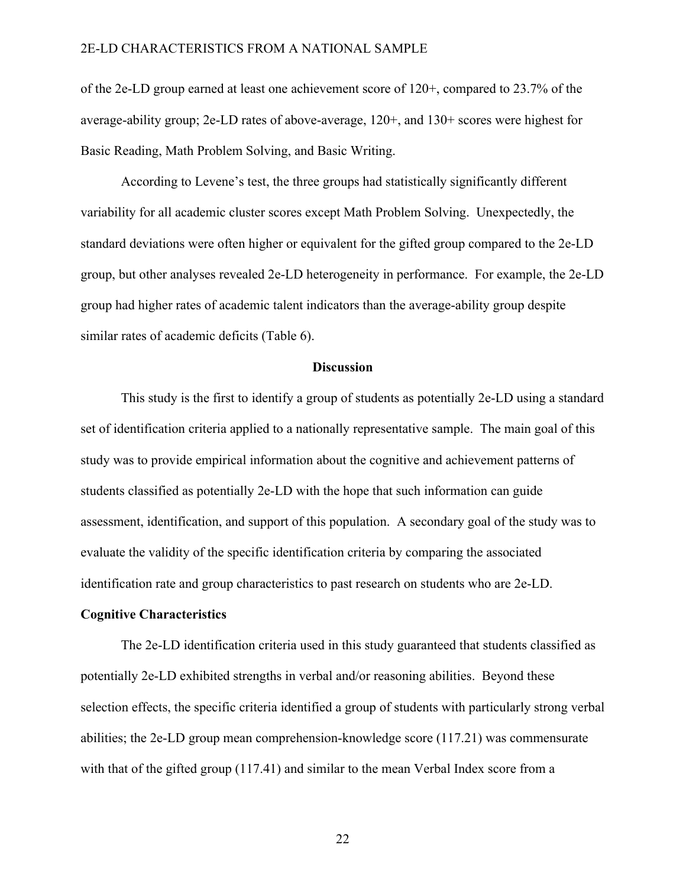of the 2e-LD group earned at least one achievement score of 120+, compared to 23.7% of the average-ability group; 2e-LD rates of above-average, 120+, and 130+ scores were highest for Basic Reading, Math Problem Solving, and Basic Writing.

According to Levene's test, the three groups had statistically significantly different variability for all academic cluster scores except Math Problem Solving. Unexpectedly, the standard deviations were often higher or equivalent for the gifted group compared to the 2e-LD group, but other analyses revealed 2e-LD heterogeneity in performance. For example, the 2e-LD group had higher rates of academic talent indicators than the average-ability group despite similar rates of academic deficits (Table 6).

## Discussion

This study is the first to identify a group of students as potentially 2e-LD using a standard set of identification criteria applied to a nationally representative sample. The main goal of this study was to provide empirical information about the cognitive and achievement patterns of students classified as potentially 2e-LD with the hope that such information can guide assessment, identification, and support of this population. A secondary goal of the study was to evaluate the validity of the specific identification criteria by comparing the associated identification rate and group characteristics to past research on students who are 2e-LD.

### Cognitive Characteristics

The 2e-LD identification criteria used in this study guaranteed that students classified as potentially 2e-LD exhibited strengths in verbal and/or reasoning abilities. Beyond these selection effects, the specific criteria identified a group of students with particularly strong verbal abilities; the 2e-LD group mean comprehension-knowledge score (117.21) was commensurate with that of the gifted group (117.41) and similar to the mean Verbal Index score from a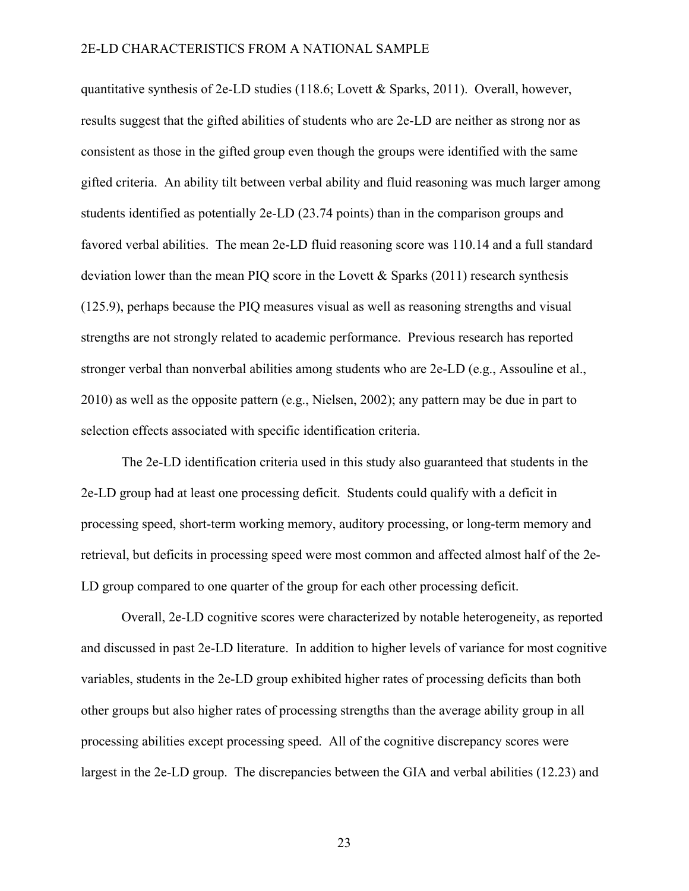quantitative synthesis of 2e-LD studies (118.6; Lovett & Sparks, 2011). Overall, however, results suggest that the gifted abilities of students who are 2e-LD are neither as strong nor as consistent as those in the gifted group even though the groups were identified with the same gifted criteria. An ability tilt between verbal ability and fluid reasoning was much larger among students identified as potentially 2e-LD (23.74 points) than in the comparison groups and favored verbal abilities. The mean 2e-LD fluid reasoning score was 110.14 and a full standard deviation lower than the mean PIQ score in the Lovett & Sparks (2011) research synthesis (125.9), perhaps because the PIQ measures visual as well as reasoning strengths and visual strengths are not strongly related to academic performance. Previous research has reported stronger verbal than nonverbal abilities among students who are 2e-LD (e.g., Assouline et al., 2010) as well as the opposite pattern (e.g., Nielsen, 2002); any pattern may be due in part to selection effects associated with specific identification criteria.

The 2e-LD identification criteria used in this study also guaranteed that students in the 2e-LD group had at least one processing deficit. Students could qualify with a deficit in processing speed, short-term working memory, auditory processing, or long-term memory and retrieval, but deficits in processing speed were most common and affected almost half of the 2e-LD group compared to one quarter of the group for each other processing deficit.

Overall, 2e-LD cognitive scores were characterized by notable heterogeneity, as reported and discussed in past 2e-LD literature. In addition to higher levels of variance for most cognitive variables, students in the 2e-LD group exhibited higher rates of processing deficits than both other groups but also higher rates of processing strengths than the average ability group in all processing abilities except processing speed. All of the cognitive discrepancy scores were largest in the 2e-LD group. The discrepancies between the GIA and verbal abilities (12.23) and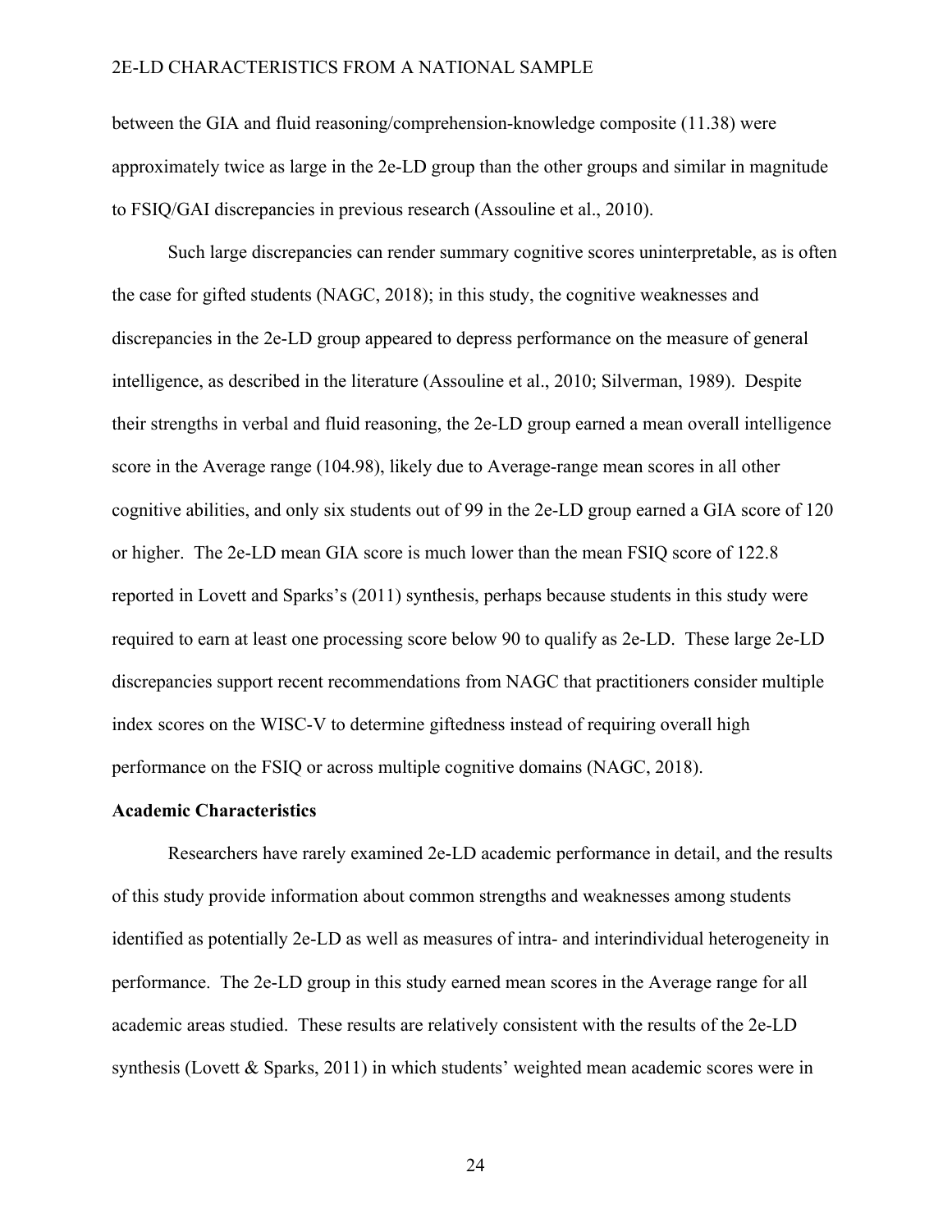between the GIA and fluid reasoning/comprehension-knowledge composite (11.38) were approximately twice as large in the 2e-LD group than the other groups and similar in magnitude to FSIQ/GAI discrepancies in previous research (Assouline et al., 2010).

Such large discrepancies can render summary cognitive scores uninterpretable, as is often the case for gifted students (NAGC, 2018); in this study, the cognitive weaknesses and discrepancies in the 2e-LD group appeared to depress performance on the measure of general intelligence, as described in the literature (Assouline et al., 2010; Silverman, 1989). Despite their strengths in verbal and fluid reasoning, the 2e-LD group earned a mean overall intelligence score in the Average range (104.98), likely due to Average-range mean scores in all other cognitive abilities, and only six students out of 99 in the 2e-LD group earned a GIA score of 120 or higher. The 2e-LD mean GIA score is much lower than the mean FSIQ score of 122.8 reported in Lovett and Sparks's (2011) synthesis, perhaps because students in this study were required to earn at least one processing score below 90 to qualify as 2e-LD. These large 2e-LD discrepancies support recent recommendations from NAGC that practitioners consider multiple index scores on the WISC-V to determine giftedness instead of requiring overall high performance on the FSIQ or across multiple cognitive domains (NAGC, 2018).

**Academic Characteristics**

Researchers have rarely examined 2e-LD academic performance in detail, and the results of this study provide information about common strengths and weaknesses among students identified as potentially 2e-LD as well as measures of intra- and interindividual heterogeneity in performance. The 2e-LD group in this study earned mean scores in the Average range for all academic areas studied. These results are relatively consistent with the results of the 2e-LD synthesis (Lovett & Sparks, 2011) in which students' weighted mean academic scores were in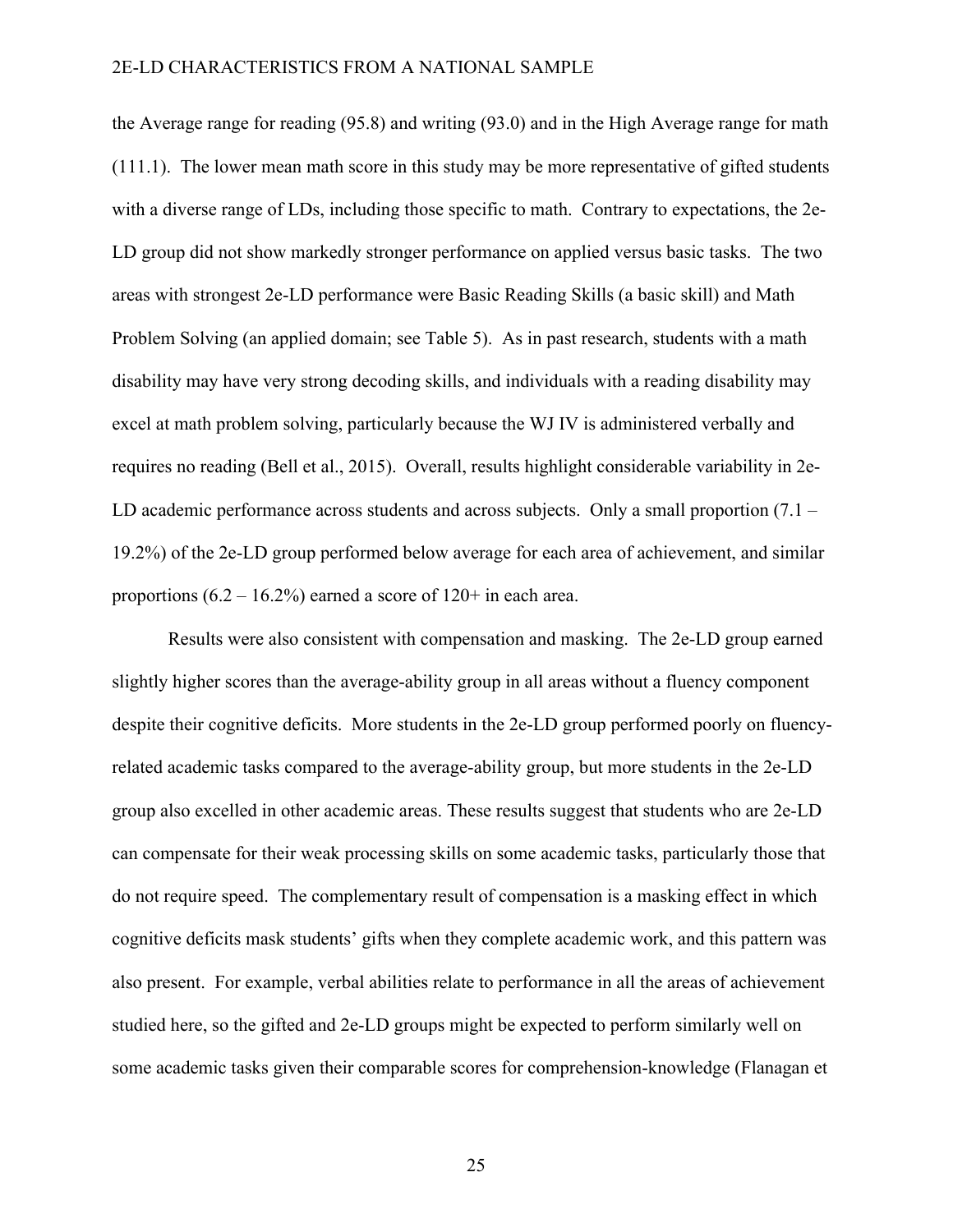the Average range for reading (95.8) and writing (93.0) and in the High Average range for math (111.1). The lower mean math score in this study may be more representative of gifted students with a diverse range of LDs, including those specific to math. Contrary to expectations, the 2e-LD group did not show markedly stronger performance on applied versus basic tasks. The two areas with strongest 2e-LD performance were Basic Reading Skills (a basic skill) and Math Problem Solving (an applied domain; see Table 5). As in past research, students with a math disability may have very strong decoding skills, and individuals with a reading disability may excel at math problem solving, particularly because the WJ IV is administered verbally and requires no reading (Bell et al., 2015). Overall, results highlight considerable variability in 2e-LD academic performance across students and across subjects. Only a small proportion (7.1 – 19.2%) of the 2e-LD group performed below average for each area of achievement, and similar proportions (6.2 – 16.2%) earned a score of 120+ in each area.

Results were also consistent with compensation and masking. The 2e-LD group earned slightly higher scores than the average-ability group in all areas without a fluency component despite their cognitive deficits. More students in the 2e-LD group performed poorly on fluency-related academic tasks compared to the average-ability group, but more students in the 2e-LD group also excelled in other academic areas. These results suggest that students who are 2e-LD can compensate for their weak processing skills on some academic tasks, particularly those that do not require speed. The complementary result of compensation is a masking effect in which cognitive deficits mask students' gifts when they complete academic work, and this pattern was also present. For example, verbal abilities relate to performance in all the areas of achievement studied here, so the gifted and 2e-LD groups might be expected to perform similarly well on some academic tasks given their comparable scores for comprehension-knowledge (Flanagan et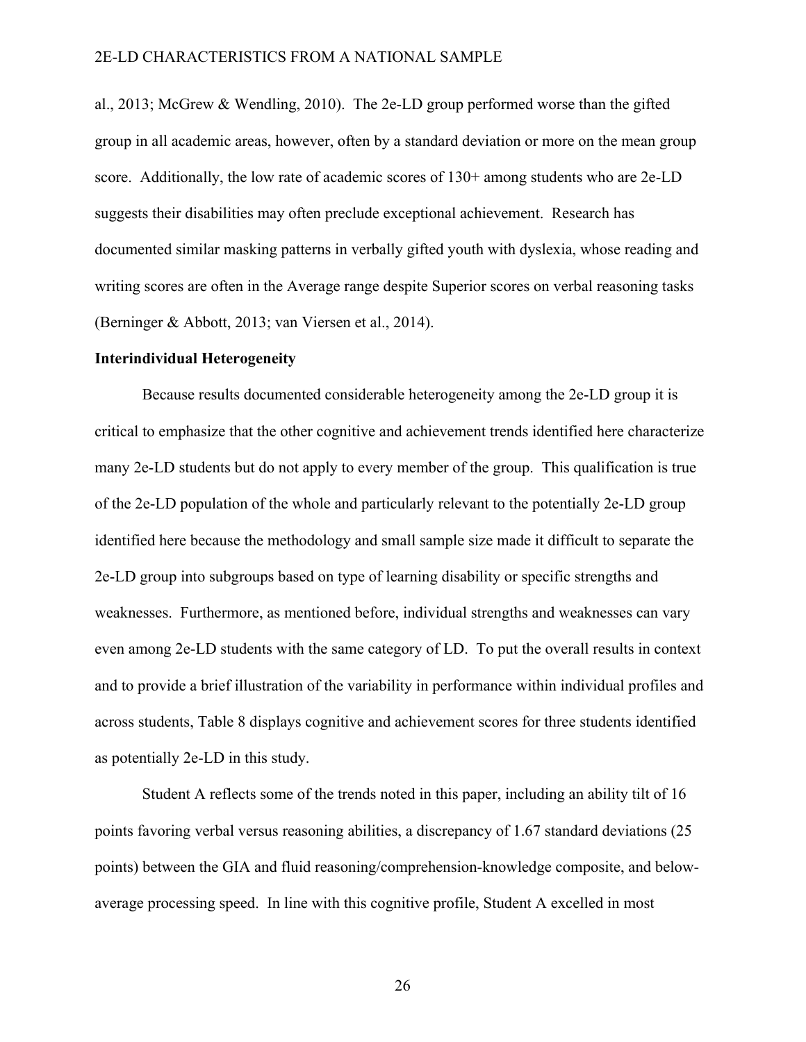al., 2013; McGrew & Wendling, 2010). The 2e-LD group performed worse than the gifted group in all academic areas, however, often by a standard deviation or more on the mean group score. Additionally, the low rate of academic scores of 130+ among students who are 2e-LD suggests their disabilities may often preclude exceptional achievement. Research has documented similar masking patterns in verbally gifted youth with dyslexia, whose reading and writing scores are often in the Average range despite Superior scores on verbal reasoning tasks (Berninger & Abbott, 2013; van Viersen et al., 2014).

**Interindividual Heterogeneity**

Because results documented considerable heterogeneity among the 2e-LD group it is critical to emphasize that the other cognitive and achievement trends identified here characterize many 2e-LD students but do not apply to every member of the group. This qualification is true of the 2e-LD population of the whole and particularly relevant to the potentially 2e-LD group identified here because the methodology and small sample size made it difficult to separate the 2e-LD group into subgroups based on type of learning disability or specific strengths and weaknesses. Furthermore, as mentioned before, individual strengths and weaknesses can vary even among 2e-LD students with the same category of LD. To put the overall results in context and to provide a brief illustration of the variability in performance within individual profiles and across students, Table 8 displays cognitive and achievement scores for three students identified as potentially 2e-LD in this study.

Student A reflects some of the trends noted in this paper, including an ability tilt of 16 points favoring verbal versus reasoning abilities, a discrepancy of 1.67 standard deviations (25 points) between the GIA and fluid reasoning/comprehension-knowledge composite, and below-average processing speed. In line with this cognitive profile, Student A excelled in most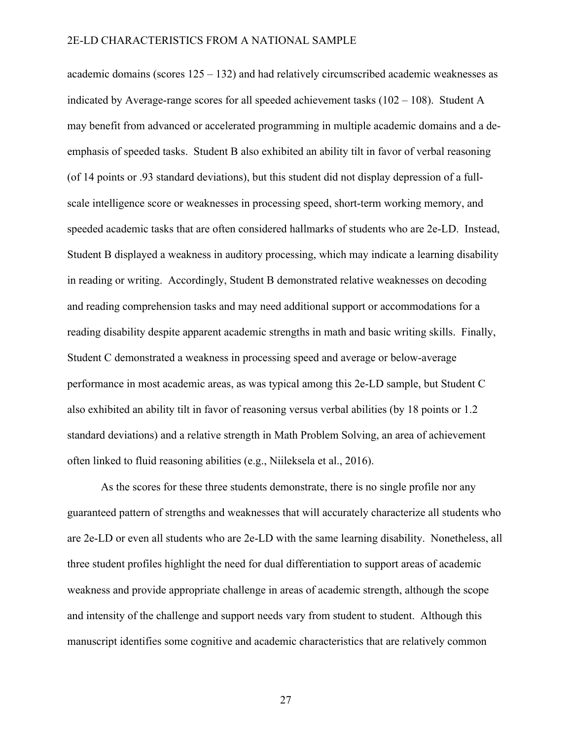academic domains (scores 125 – 132) and had relatively circumscribed academic weaknesses as indicated by Average-range scores for all speeded achievement tasks (102 – 108). Student A may benefit from advanced or accelerated programming in multiple academic domains and a de-emphasis of speeded tasks. Student B also exhibited an ability tilt in favor of verbal reasoning (of 14 points or .93 standard deviations), but this student did not display depression of a full-scale intelligence score or weaknesses in processing speed, short-term working memory, and speeded academic tasks that are often considered hallmarks of students who are 2e-LD. Instead, Student B displayed a weakness in auditory processing, which may indicate a learning disability in reading or writing. Accordingly, Student B demonstrated relative weaknesses on decoding and reading comprehension tasks and may need additional support or accommodations for a reading disability despite apparent academic strengths in math and basic writing skills. Finally, Student C demonstrated a weakness in processing speed and average or below-average performance in most academic areas, as was typical among this 2e-LD sample, but Student C also exhibited an ability tilt in favor of reasoning versus verbal abilities (by 18 points or 1.2 standard deviations) and a relative strength in Math Problem Solving, an area of achievement often linked to fluid reasoning abilities (e.g., Niileksela et al., 2016).

As the scores for these three students demonstrate, there is no single profile nor any guaranteed pattern of strengths and weaknesses that will accurately characterize all students who are 2e-LD or even all students who are 2e-LD with the same learning disability. Nonetheless, all three student profiles highlight the need for dual differentiation to support areas of academic weakness and provide appropriate challenge in areas of academic strength, although the scope and intensity of the challenge and support needs vary from student to student. Although this manuscript identifies some cognitive and academic characteristics that are relatively common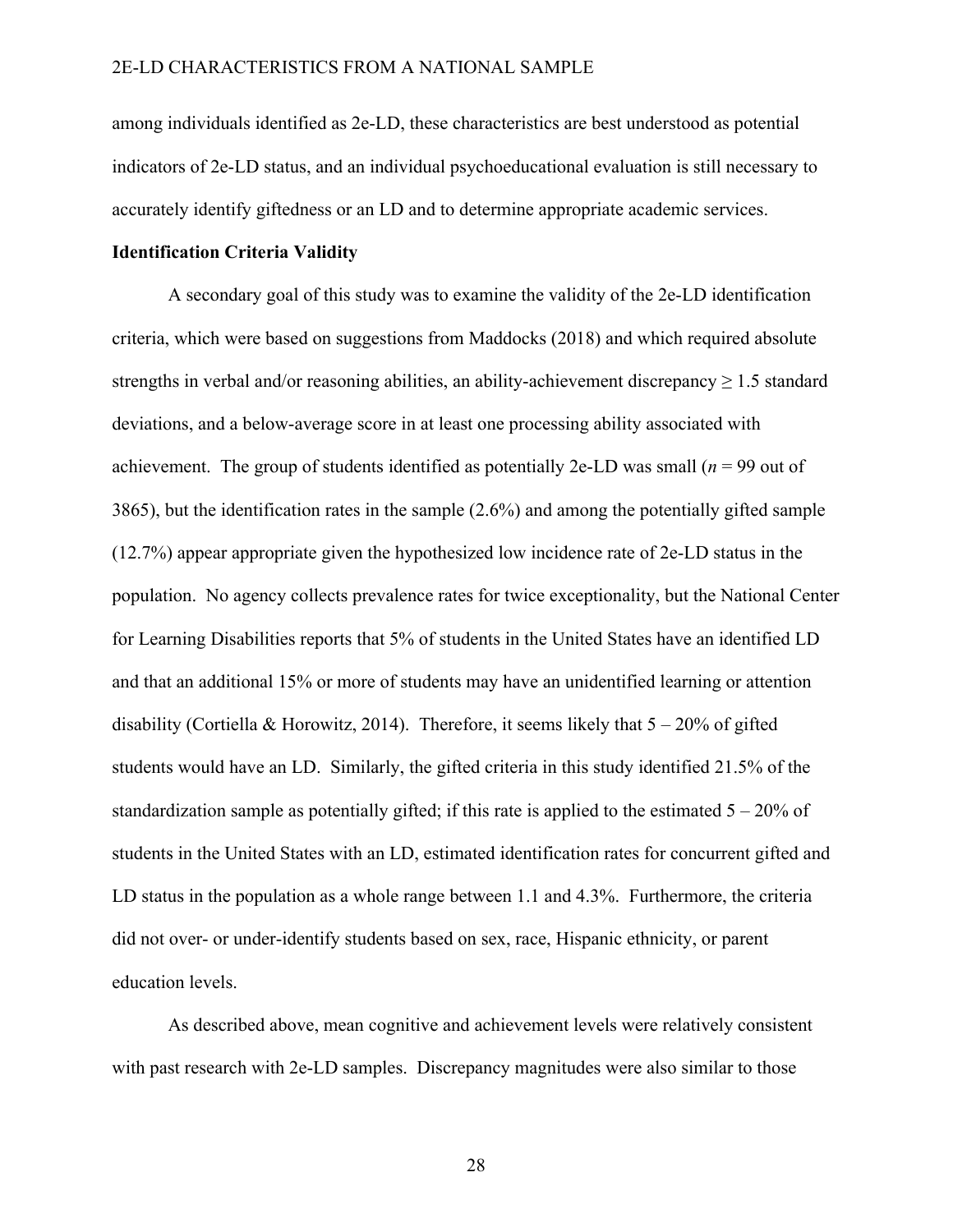among individuals identified as 2e-LD, these characteristics are best understood as potential indicators of 2e-LD status, and an individual psychoeducational evaluation is still necessary to accurately identify giftedness or an LD and to determine appropriate academic services.

**Identification Criteria Validity**

A secondary goal of this study was to examine the validity of the 2e-LD identification criteria, which were based on suggestions from Maddocks (2018) and which required absolute strengths in verbal and/or reasoning abilities, an ability-achievement discrepancy ≥ 1.5 standard deviations, and a below-average score in at least one processing ability associated with achievement. The group of students identified as potentially 2e-LD was small ($n$ = 99 out of 3865), but the identification rates in the sample (2.6%) and among the potentially gifted sample (12.7%) appear appropriate given the hypothesized low incidence rate of 2e-LD status in the population. No agency collects prevalence rates for twice exceptionality, but the National Center for Learning Disabilities reports that 5% of students in the United States have an identified LD and that an additional 15% or more of students may have an unidentified learning or attention disability (Cortiella & Horowitz, 2014). Therefore, it seems likely that 5 – 20% of gifted students would have an LD. Similarly, the gifted criteria in this study identified 21.5% of the standardization sample as potentially gifted; if this rate is applied to the estimated 5 – 20% of students in the United States with an LD, estimated identification rates for concurrent gifted and LD status in the population as a whole range between 1.1 and 4.3%. Furthermore, the criteria did not over- or under-identify students based on sex, race, Hispanic ethnicity, or parent education levels.

As described above, mean cognitive and achievement levels were relatively consistent with past research with 2e-LD samples. Discrepancy magnitudes were also similar to those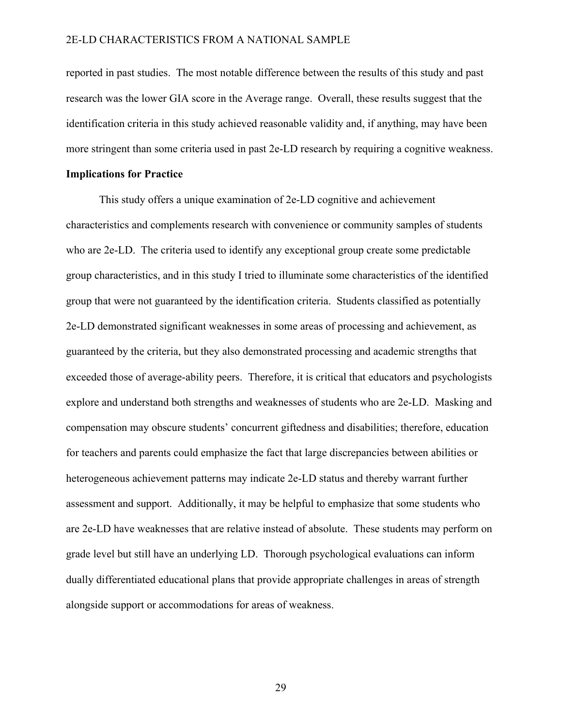reported in past studies. The most notable difference between the results of this study and past research was the lower GIA score in the Average range. Overall, these results suggest that the identification criteria in this study achieved reasonable validity and, if anything, may have been more stringent than some criteria used in past 2e-LD research by requiring a cognitive weakness.

**Implications for Practice**

This study offers a unique examination of 2e-LD cognitive and achievement characteristics and complements research with convenience or community samples of students who are 2e-LD. The criteria used to identify any exceptional group create some predictable group characteristics, and in this study I tried to illuminate some characteristics of the identified group that were not guaranteed by the identification criteria. Students classified as potentially 2e-LD demonstrated significant weaknesses in some areas of processing and achievement, as guaranteed by the criteria, but they also demonstrated processing and academic strengths that exceeded those of average-ability peers. Therefore, it is critical that educators and psychologists explore and understand both strengths and weaknesses of students who are 2e-LD. Masking and compensation may obscure students' concurrent giftedness and disabilities; therefore, education for teachers and parents could emphasize the fact that large discrepancies between abilities or heterogeneous achievement patterns may indicate 2e-LD status and thereby warrant further assessment and support. Additionally, it may be helpful to emphasize that some students who are 2e-LD have weaknesses that are relative instead of absolute. These students may perform on grade level but still have an underlying LD. Thorough psychological evaluations can inform dually differentiated educational plans that provide appropriate challenges in areas of strength alongside support or accommodations for areas of weakness.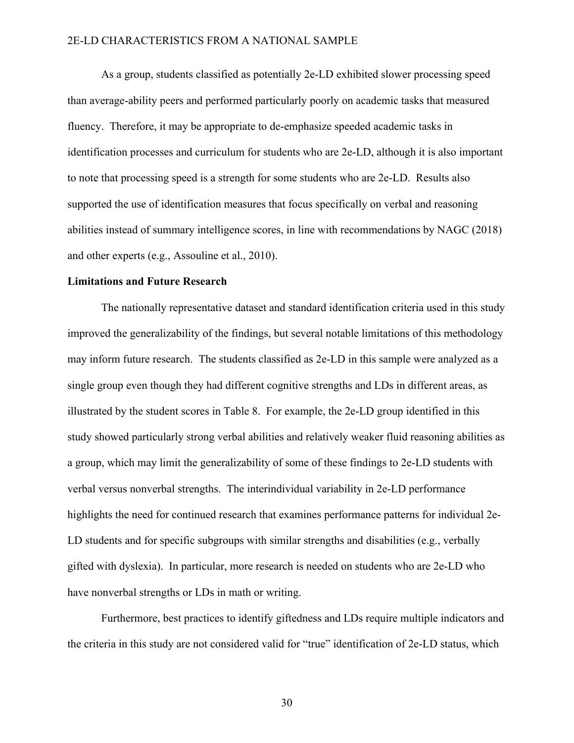As a group, students classified as potentially 2e-LD exhibited slower processing speed than average-ability peers and performed particularly poorly on academic tasks that measured fluency. Therefore, it may be appropriate to de-emphasize speeded academic tasks in identification processes and curriculum for students who are 2e-LD, although it is also important to note that processing speed is a strength for some students who are 2e-LD. Results also supported the use of identification measures that focus specifically on verbal and reasoning abilities instead of summary intelligence scores, in line with recommendations by NAGC (2018) and other experts (e.g., Assouline et al., 2010).

**Limitations and Future Research**

The nationally representative dataset and standard identification criteria used in this study improved the generalizability of the findings, but several notable limitations of this methodology may inform future research. The students classified as 2e-LD in this sample were analyzed as a single group even though they had different cognitive strengths and LDs in different areas, as illustrated by the student scores in Table 8. For example, the 2e-LD group identified in this study showed particularly strong verbal abilities and relatively weaker fluid reasoning abilities as a group, which may limit the generalizability of some of these findings to 2e-LD students with verbal versus nonverbal strengths. The interindividual variability in 2e-LD performance highlights the need for continued research that examines performance patterns for individual 2e-LD students and for specific subgroups with similar strengths and disabilities (e.g., verbally gifted with dyslexia). In particular, more research is needed on students who are 2e-LD who have nonverbal strengths or LDs in math or writing.

Furthermore, best practices to identify giftedness and LDs require multiple indicators and the criteria in this study are not considered valid for "true" identification of 2e-LD status, which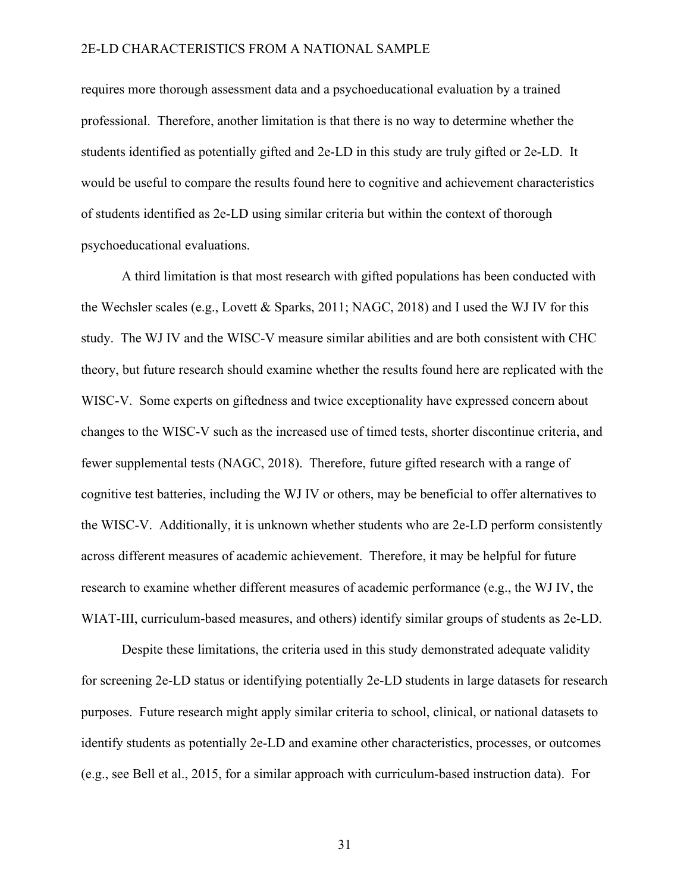requires more thorough assessment data and a psychoeducational evaluation by a trained professional. Therefore, another limitation is that there is no way to determine whether the students identified as potentially gifted and 2e-LD in this study are truly gifted or 2e-LD. It would be useful to compare the results found here to cognitive and achievement characteristics of students identified as 2e-LD using similar criteria but within the context of thorough psychoeducational evaluations.

A third limitation is that most research with gifted populations has been conducted with the Wechsler scales (e.g., Lovett & Sparks, 2011; NAGC, 2018) and I used the WJ IV for this study. The WJ IV and the WISC-V measure similar abilities and are both consistent with CHC theory, but future research should examine whether the results found here are replicated with the WISC-V. Some experts on giftedness and twice exceptionality have expressed concern about changes to the WISC-V such as the increased use of timed tests, shorter discontinue criteria, and fewer supplemental tests (NAGC, 2018). Therefore, future gifted research with a range of cognitive test batteries, including the WJ IV or others, may be beneficial to offer alternatives to the WISC-V. Additionally, it is unknown whether students who are 2e-LD perform consistently across different measures of academic achievement. Therefore, it may be helpful for future research to examine whether different measures of academic performance (e.g., the WJ IV, the WIAT-III, curriculum-based measures, and others) identify similar groups of students as 2e-LD.

Despite these limitations, the criteria used in this study demonstrated adequate validity for screening 2e-LD status or identifying potentially 2e-LD students in large datasets for research purposes. Future research might apply similar criteria to school, clinical, or national datasets to identify students as potentially 2e-LD and examine other characteristics, processes, or outcomes (e.g., see Bell et al., 2015, for a similar approach with curriculum-based instruction data). For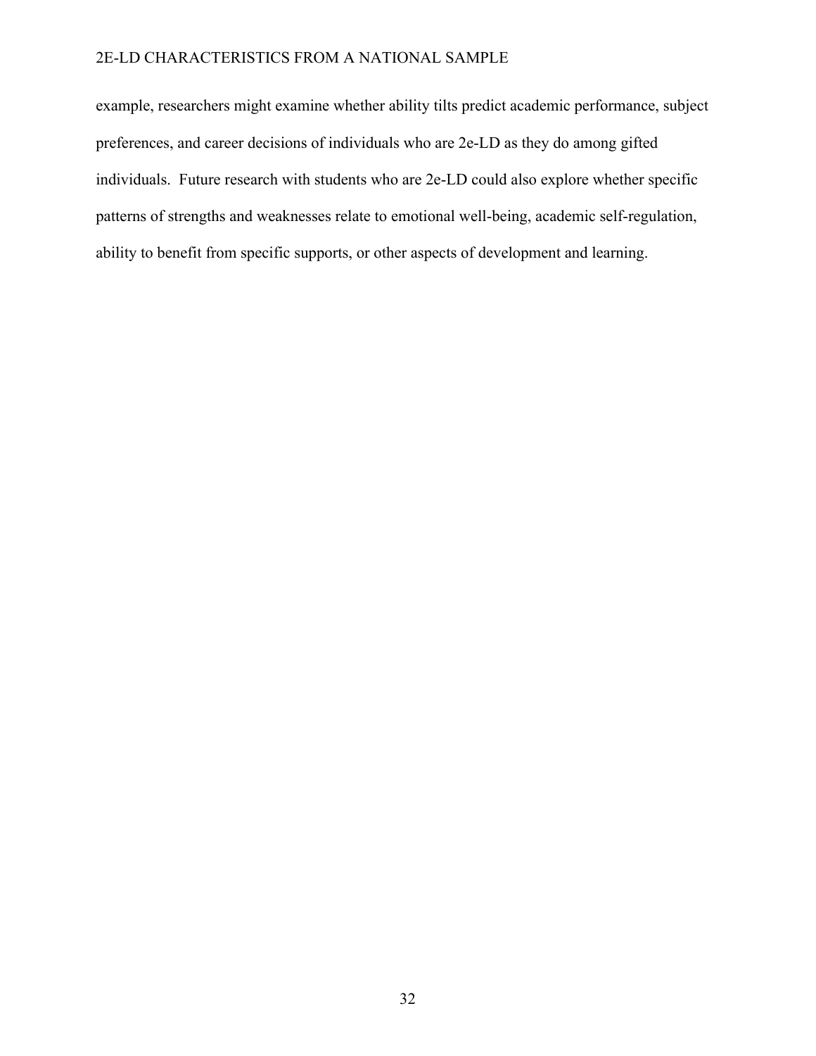example, researchers might examine whether ability tilts predict academic performance, subject preferences, and career decisions of individuals who are 2e-LD as they do among gifted individuals. Future research with students who are 2e-LD could also explore whether specific patterns of strengths and weaknesses relate to emotional well-being, academic self-regulation, ability to benefit from specific supports, or other aspects of development and learning.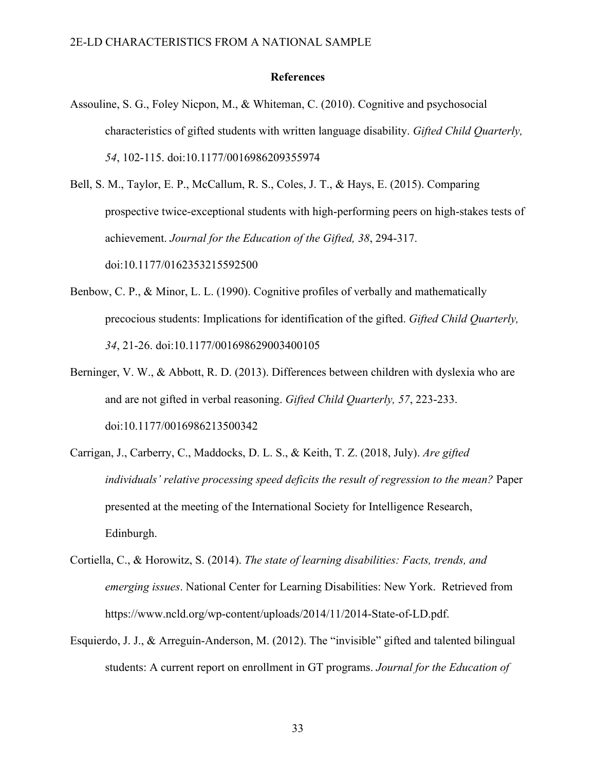## References

Assouline, S. G., Foley Nicpon, M., & Whiteman, C. (2010). Cognitive and psychosocial characteristics of gifted students with written language disability. *Gifted Child Quarterly, 54*, 102-115. doi:10.1177/0016986209355974

Bell, S. M., Taylor, E. P., McCallum, R. S., Coles, J. T., & Hays, E. (2015). Comparing prospective twice-exceptional students with high-performing peers on high-stakes tests of achievement. *Journal for the Education of the Gifted, 38*, 294-317. doi:10.1177/0162353215592500

Benbow, C. P., & Minor, L. L. (1990). Cognitive profiles of verbally and mathematically precocious students: Implications for identification of the gifted. *Gifted Child Quarterly, 34*, 21-26. doi:10.1177/001698629003400105

Berninger, V. W., & Abbott, R. D. (2013). Differences between children with dyslexia who are and are not gifted in verbal reasoning. *Gifted Child Quarterly, 57*, 223-233. doi:10.1177/0016986213500342

Carrigan, J., Carberry, C., Maddocks, D. L. S., & Keith, T. Z. (2018, July). *Are gifted individuals' relative processing speed deficits the result of regression to the mean?* Paper presented at the meeting of the International Society for Intelligence Research, Edinburgh.

Cortiella, C., & Horowitz, S. (2014). *The state of learning disabilities: Facts, trends, and emerging issues*. National Center for Learning Disabilities: New York. Retrieved from https://www.ncld.org/wp-content/uploads/2014/11/2014-State-of-LD.pdf.

Esquierdo, J. J., & Arreguín-Anderson, M. (2012). The "invisible" gifted and talented bilingual students: A current report on enrollment in GT programs. *Journal for the Education of*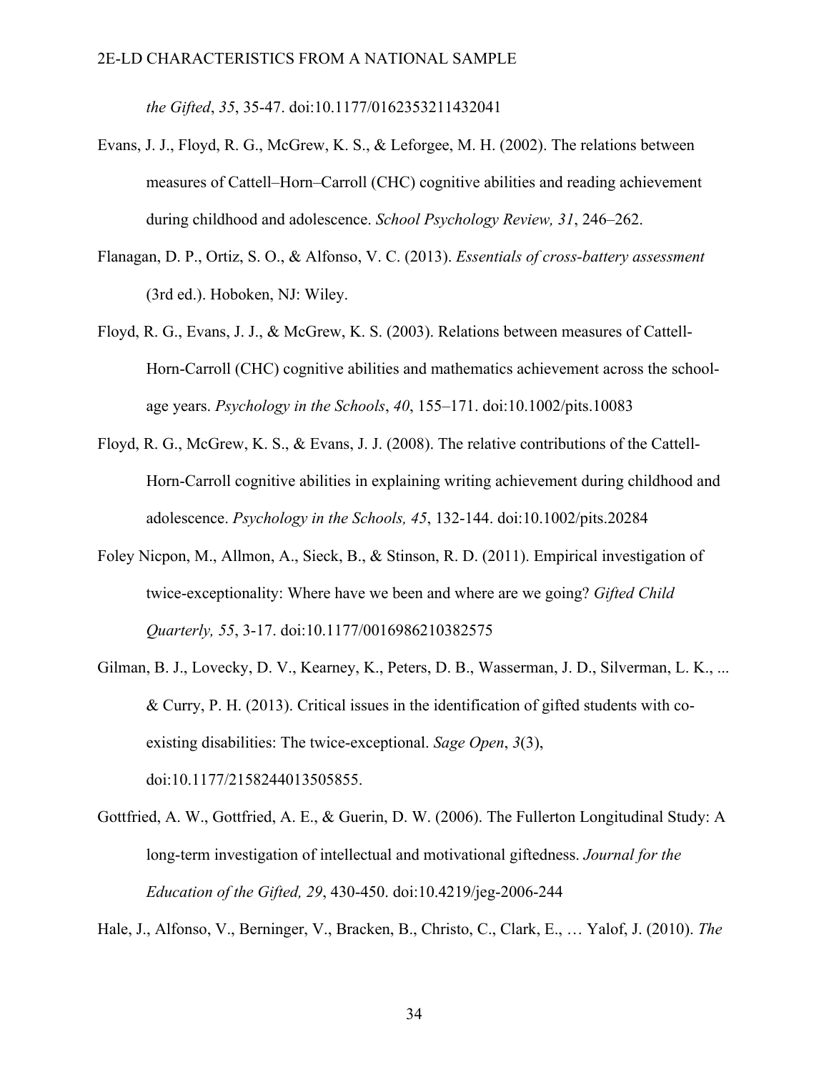*the Gifted*, *35*, 35-47. doi:10.1177/0162353211432041

Evans, J. J., Floyd, R. G., McGrew, K. S., & Leforgee, M. H. (2002). The relations between measures of Cattell–Horn–Carroll (CHC) cognitive abilities and reading achievement during childhood and adolescence. *School Psychology Review, 31*, 246–262.

Flanagan, D. P., Ortiz, S. O., & Alfonso, V. C. (2013). *Essentials of cross-battery assessment* (3rd ed.). Hoboken, NJ: Wiley.

Floyd, R. G., Evans, J. J., & McGrew, K. S. (2003). Relations between measures of Cattell-Horn-Carroll (CHC) cognitive abilities and mathematics achievement across the school-age years. *Psychology in the Schools*, *40*, 155–171. doi:10.1002/pits.10083

Floyd, R. G., McGrew, K. S., & Evans, J. J. (2008). The relative contributions of the Cattell-Horn-Carroll cognitive abilities in explaining writing achievement during childhood and adolescence. *Psychology in the Schools, 45*, 132-144. doi:10.1002/pits.20284

Foley Nicpon, M., Allmon, A., Sieck, B., & Stinson, R. D. (2011). Empirical investigation of twice-exceptionality: Where have we been and where are we going? *Gifted Child Quarterly, 55*, 3-17. doi:10.1177/0016986210382575

Gilman, B. J., Lovecky, D. V., Kearney, K., Peters, D. B., Wasserman, J. D., Silverman, L. K., ... & Curry, P. H. (2013). Critical issues in the identification of gifted students with co-existing disabilities: The twice-exceptional. *Sage Open*, *3*(3), doi:10.1177/2158244013505855.

Gottfried, A. W., Gottfried, A. E., & Guerin, D. W. (2006). The Fullerton Longitudinal Study: A long-term investigation of intellectual and motivational giftedness. *Journal for the Education of the Gifted, 29*, 430-450. doi:10.4219/jeg-2006-244

Hale, J., Alfonso, V., Berninger, V., Bracken, B., Christo, C., Clark, E., … Yalof, J. (2010). *The*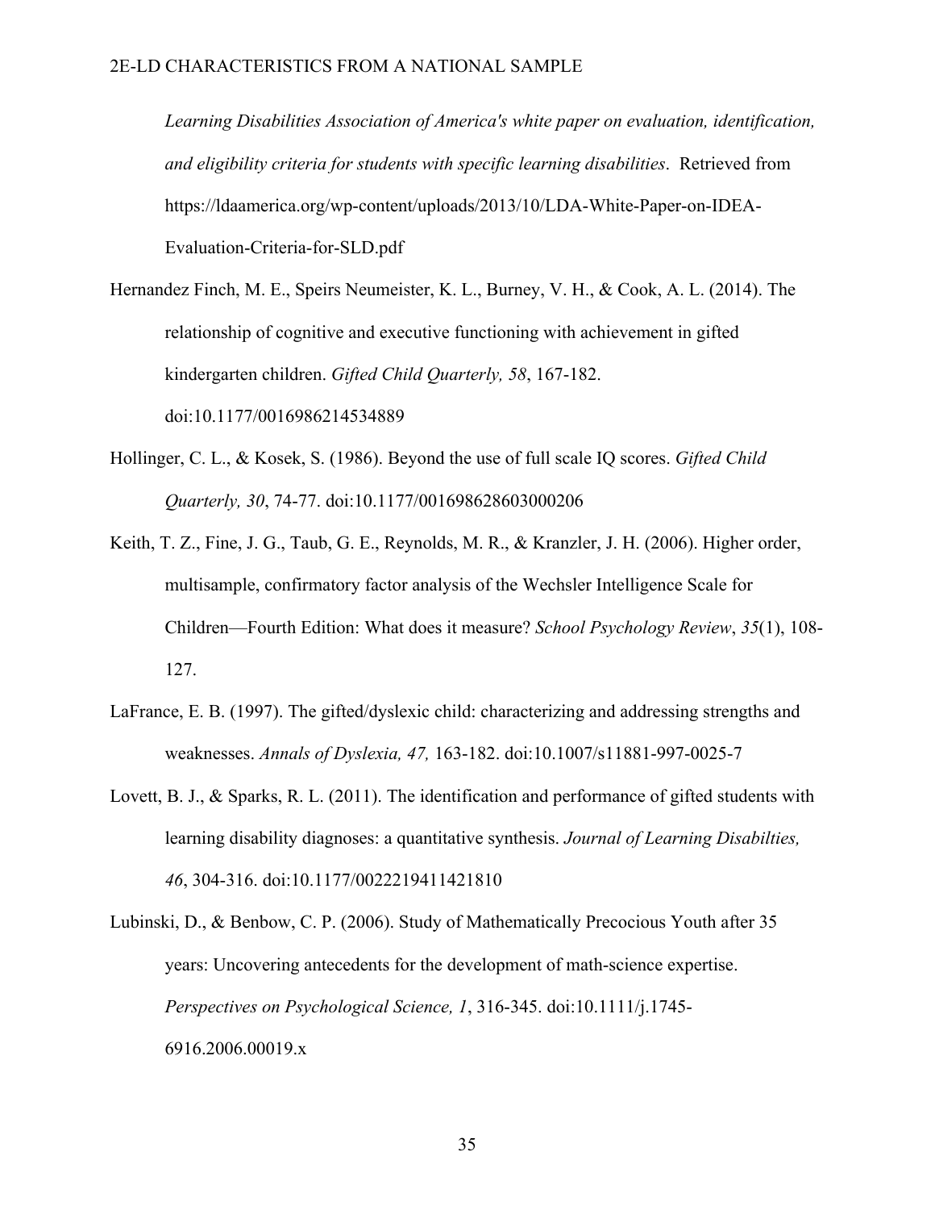*Learning Disabilities Association of America's white paper on evaluation, identification, and eligibility criteria for students with specific learning disabilities*. Retrieved from https://ldaamerica.org/wp-content/uploads/2013/10/LDA-White-Paper-on-IDEA-Evaluation-Criteria-for-SLD.pdf

Hernandez Finch, M. E., Speirs Neumeister, K. L., Burney, V. H., & Cook, A. L. (2014). The relationship of cognitive and executive functioning with achievement in gifted kindergarten children. *Gifted Child Quarterly, 58*, 167-182. doi:10.1177/0016986214534889

Hollinger, C. L., & Kosek, S. (1986). Beyond the use of full scale IQ scores. *Gifted Child Quarterly, 30*, 74-77. doi:10.1177/001698628603000206

Keith, T. Z., Fine, J. G., Taub, G. E., Reynolds, M. R., & Kranzler, J. H. (2006). Higher order, multisample, confirmatory factor analysis of the Wechsler Intelligence Scale for Children—Fourth Edition: What does it measure? *School Psychology Review*, *35*(1), 108-127.

LaFrance, E. B. (1997). The gifted/dyslexic child: characterizing and addressing strengths and weaknesses. *Annals of Dyslexia, 47,* 163-182. doi:10.1007/s11881-997-0025-7

Lovett, B. J., & Sparks, R. L. (2011). The identification and performance of gifted students with learning disability diagnoses: a quantitative synthesis. *Journal of Learning Disabilties, 46*, 304-316. doi:10.1177/0022219411421810

Lubinski, D., & Benbow, C. P. (2006). Study of Mathematically Precocious Youth after 35 years: Uncovering antecedents for the development of math-science expertise. *Perspectives on Psychological Science, 1*, 316-345. doi:10.1111/j.1745-6916.2006.00019.x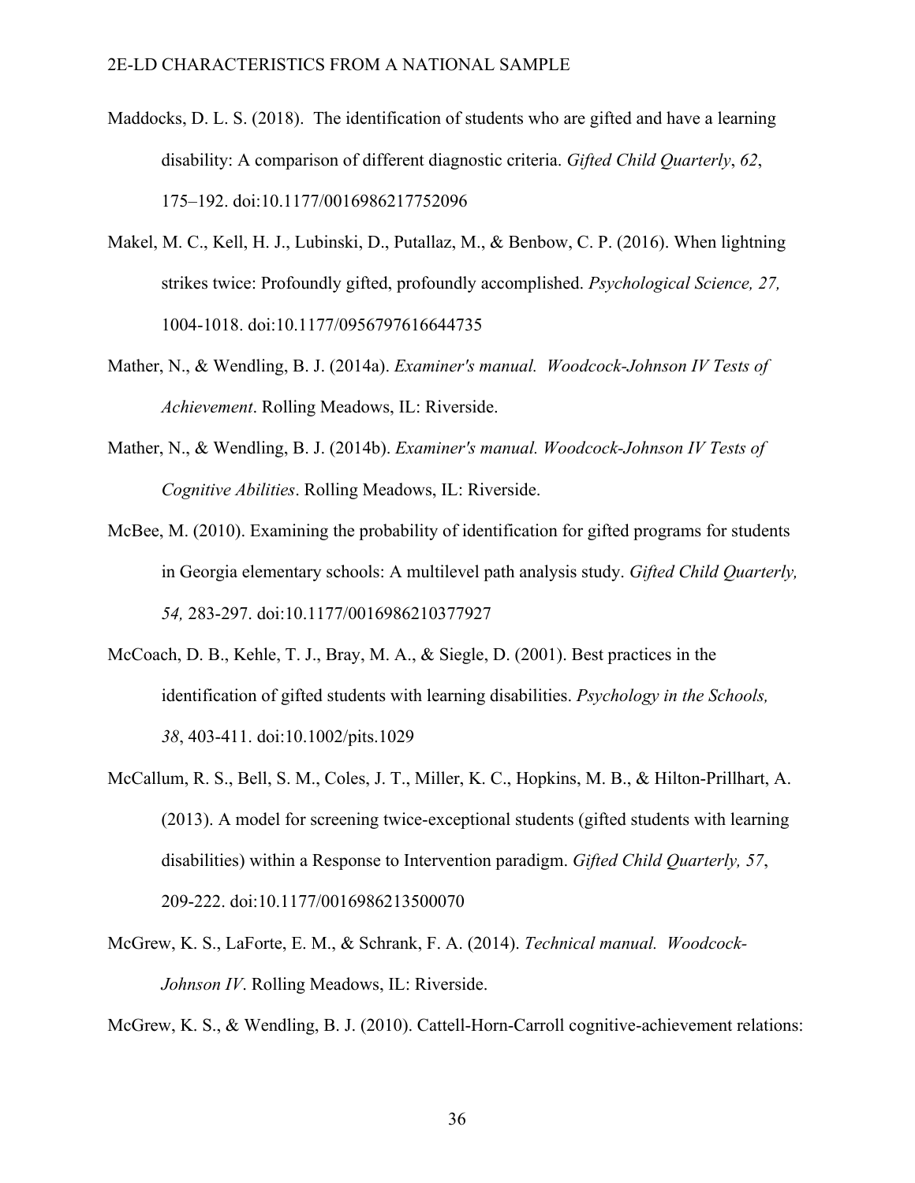Maddocks, D. L. S. (2018). The identification of students who are gifted and have a learning disability: A comparison of different diagnostic criteria. *Gifted Child Quarterly*, *62*, 175–192. doi:10.1177/0016986217752096

Makel, M. C., Kell, H. J., Lubinski, D., Putallaz, M., & Benbow, C. P. (2016). When lightning strikes twice: Profoundly gifted, profoundly accomplished. *Psychological Science, 27,* 1004-1018. doi:10.1177/0956797616644735

Mather, N., & Wendling, B. J. (2014a). *Examiner's manual. Woodcock-Johnson IV Tests of Achievement*. Rolling Meadows, IL: Riverside.

Mather, N., & Wendling, B. J. (2014b). *Examiner's manual. Woodcock-Johnson IV Tests of Cognitive Abilities*. Rolling Meadows, IL: Riverside.

McBee, M. (2010). Examining the probability of identification for gifted programs for students in Georgia elementary schools: A multilevel path analysis study. *Gifted Child Quarterly, 54,* 283-297. doi:10.1177/0016986210377927

McCoach, D. B., Kehle, T. J., Bray, M. A., & Siegle, D. (2001). Best practices in the identification of gifted students with learning disabilities. *Psychology in the Schools, 38*, 403-411. doi:10.1002/pits.1029

McCallum, R. S., Bell, S. M., Coles, J. T., Miller, K. C., Hopkins, M. B., & Hilton-Prillhart, A. (2013). A model for screening twice-exceptional students (gifted students with learning disabilities) within a Response to Intervention paradigm. *Gifted Child Quarterly, 57*, 209-222. doi:10.1177/0016986213500070

McGrew, K. S., LaForte, E. M., & Schrank, F. A. (2014). *Technical manual. Woodcock-Johnson IV*. Rolling Meadows, IL: Riverside.

McGrew, K. S., & Wendling, B. J. (2010). Cattell-Horn-Carroll cognitive-achievement relations: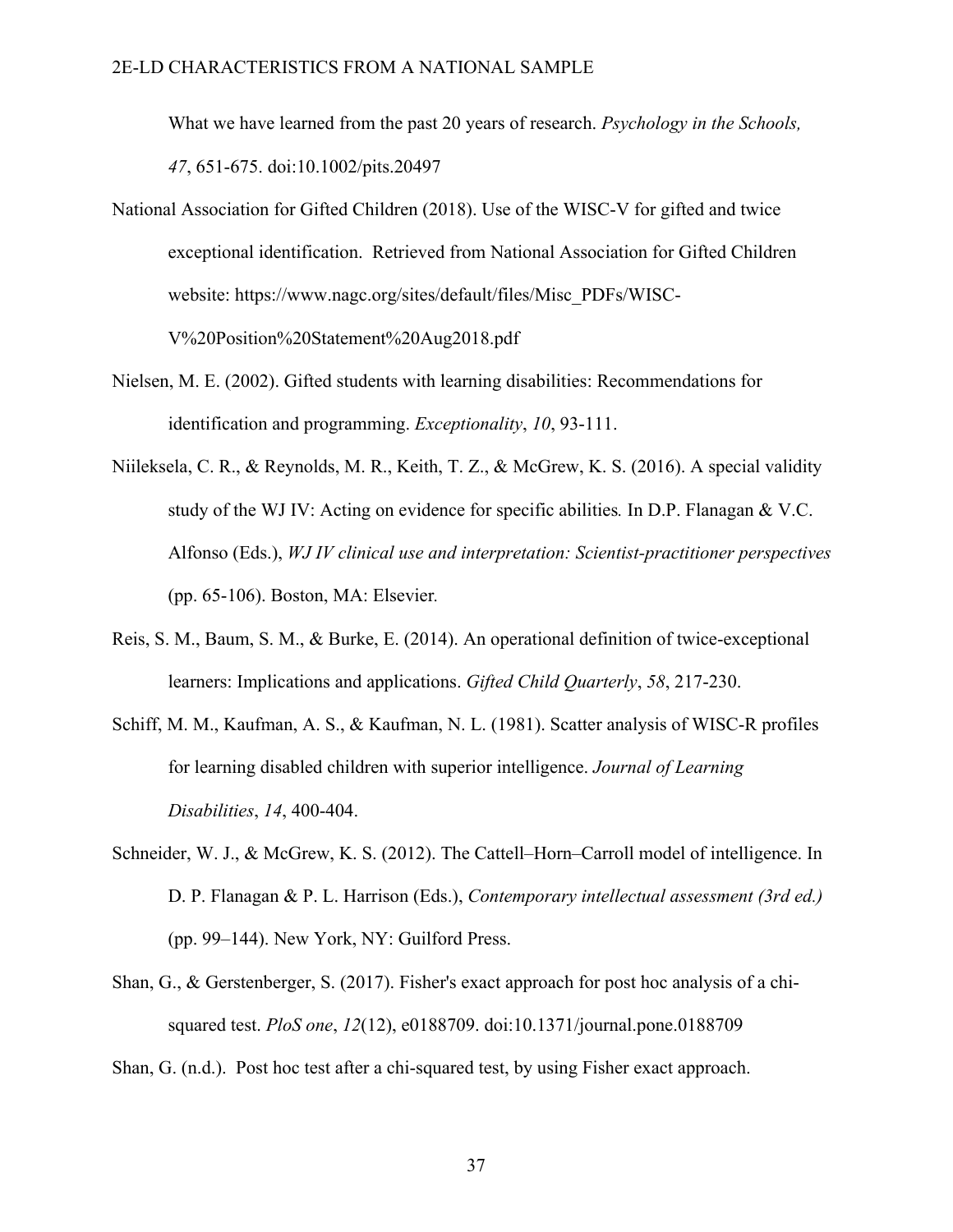What we have learned from the past 20 years of research. *Psychology in the Schools, 47*, 651-675. doi:10.1002/pits.20497

National Association for Gifted Children (2018). Use of the WISC-V for gifted and twice exceptional identification. Retrieved from National Association for Gifted Children website: https://www.nagc.org/sites/default/files/Misc_PDFs/WISC-V%20Position%20Statement%20Aug2018.pdf

Nielsen, M. E. (2002). Gifted students with learning disabilities: Recommendations for identification and programming. *Exceptionality*, *10*, 93-111.

Niileksela, C. R., & Reynolds, M. R., Keith, T. Z., & McGrew, K. S. (2016). A special validity study of the WJ IV: Acting on evidence for specific abilities*.* In D.P. Flanagan & V.C. Alfonso (Eds.), *WJ IV clinical use and interpretation: Scientist-practitioner perspectives* (pp. 65-106). Boston, MA: Elsevier*.*

Reis, S. M., Baum, S. M., & Burke, E. (2014). An operational definition of twice-exceptional learners: Implications and applications. *Gifted Child Quarterly*, *58*, 217-230.

Schiff, M. M., Kaufman, A. S., & Kaufman, N. L. (1981). Scatter analysis of WISC-R profiles for learning disabled children with superior intelligence. *Journal of Learning Disabilities*, *14*, 400-404.

Schneider, W. J., & McGrew, K. S. (2012). The Cattell–Horn–Carroll model of intelligence. In D. P. Flanagan & P. L. Harrison (Eds.), *Contemporary intellectual assessment (3rd ed.)* (pp. 99–144). New York, NY: Guilford Press.

Shan, G., & Gerstenberger, S. (2017). Fisher's exact approach for post hoc analysis of a chi-squared test. *PloS one*, *12*(12), e0188709. doi:10.1371/journal.pone.0188709

Shan, G. (n.d.). Post hoc test after a chi-squared test, by using Fisher exact approach.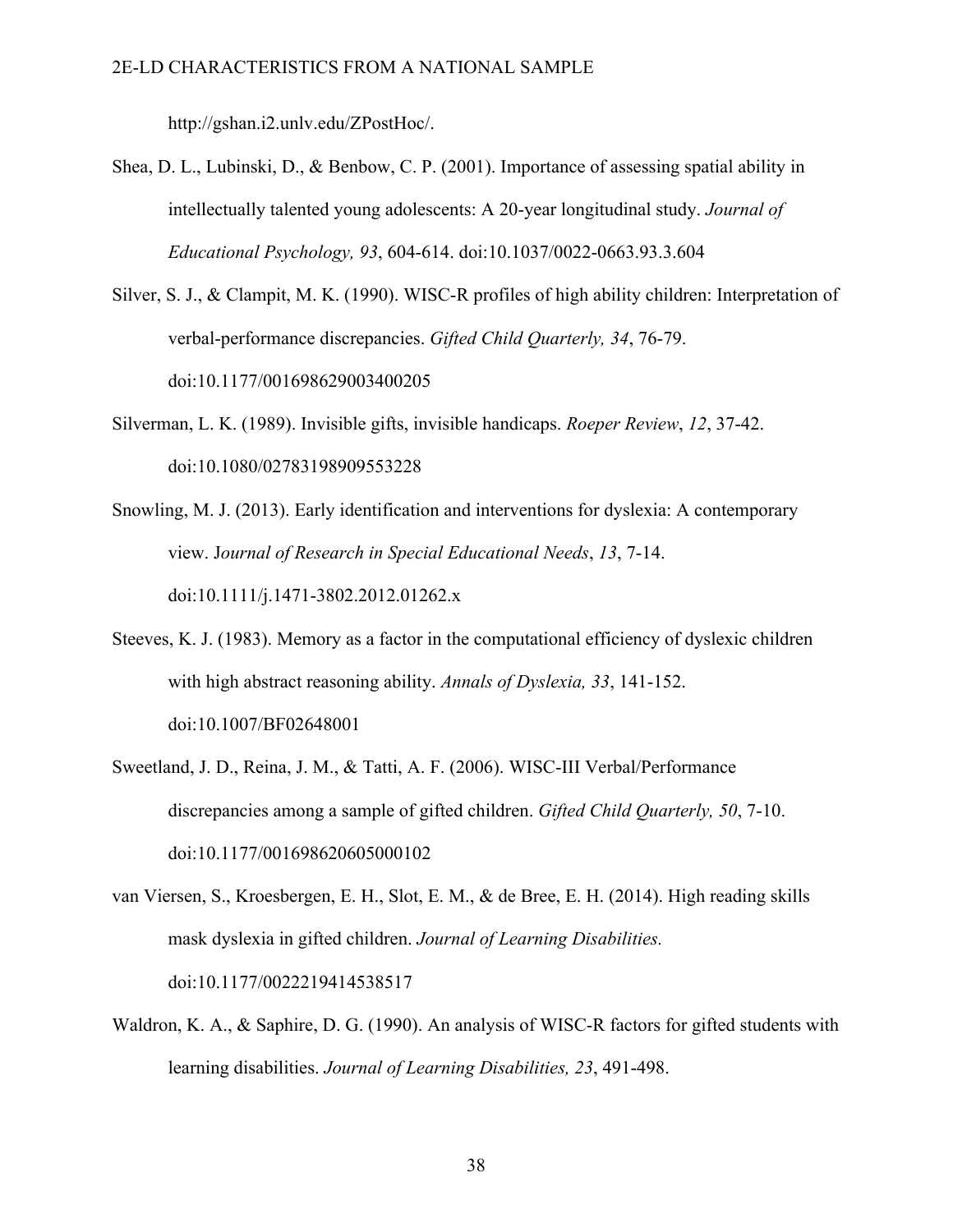http://gshan.i2.unlv.edu/ZPostHoc/.

Shea, D. L., Lubinski, D., & Benbow, C. P. (2001). Importance of assessing spatial ability in intellectually talented young adolescents: A 20-year longitudinal study. *Journal of Educational Psychology, 93*, 604-614. doi:10.1037/0022-0663.93.3.604

Silver, S. J., & Clampit, M. K. (1990). WISC-R profiles of high ability children: Interpretation of verbal-performance discrepancies. *Gifted Child Quarterly, 34*, 76-79. doi:10.1177/001698629003400205

Silverman, L. K. (1989). Invisible gifts, invisible handicaps. *Roeper Review*, *12*, 37-42. doi:10.1080/02783198909553228

Snowling, M. J. (2013). Early identification and interventions for dyslexia: A contemporary view. J*ournal of Research in Special Educational Needs*, *13*, 7-14. doi:10.1111/j.1471-3802.2012.01262.x

Steeves, K. J. (1983). Memory as a factor in the computational efficiency of dyslexic children with high abstract reasoning ability. *Annals of Dyslexia, 33*, 141-152. doi:10.1007/BF02648001

Sweetland, J. D., Reina, J. M., & Tatti, A. F. (2006). WISC-III Verbal/Performance discrepancies among a sample of gifted children. *Gifted Child Quarterly, 50*, 7-10. doi:10.1177/001698620605000102

van Viersen, S., Kroesbergen, E. H., Slot, E. M., & de Bree, E. H. (2014). High reading skills mask dyslexia in gifted children. *Journal of Learning Disabilities.* doi:10.1177/0022219414538517

Waldron, K. A., & Saphire, D. G. (1990). An analysis of WISC-R factors for gifted students with learning disabilities. *Journal of Learning Disabilities, 23*, 491-498.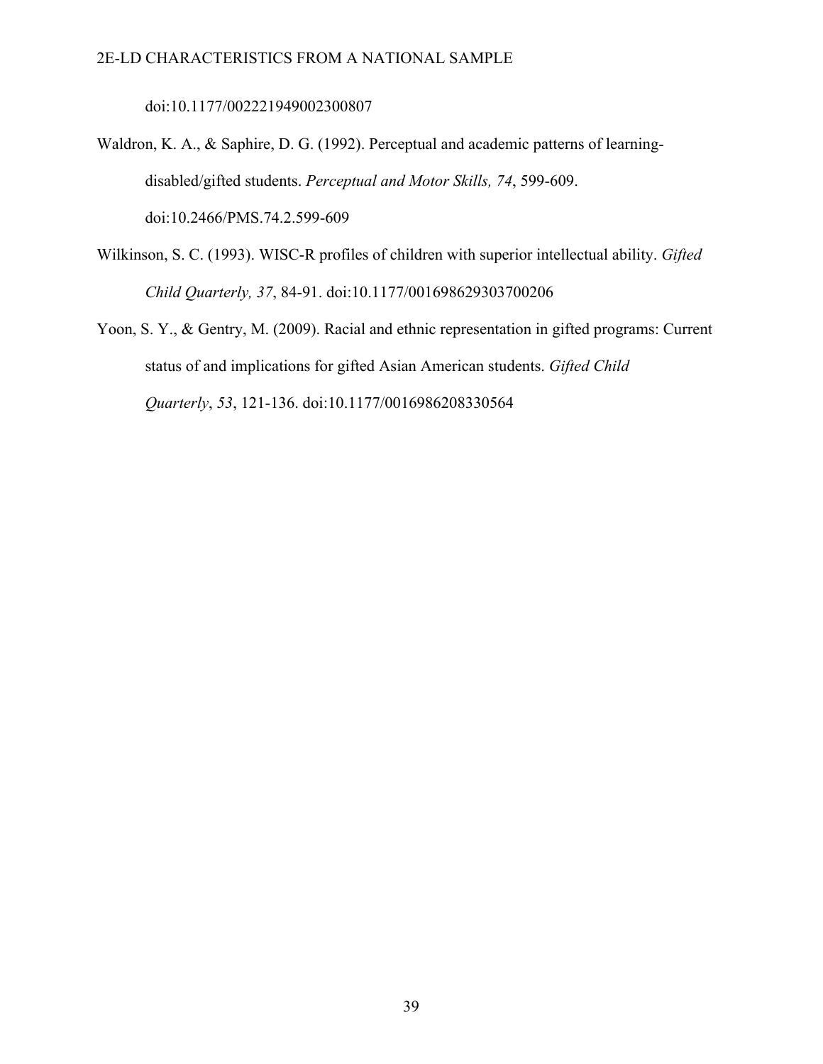doi:10.1177/002221949002300807

Waldron, K. A., & Saphire, D. G. (1992). Perceptual and academic patterns of learning-disabled/gifted students. *Perceptual and Motor Skills, 74*, 599-609. doi:10.2466/PMS.74.2.599-609

Wilkinson, S. C. (1993). WISC-R profiles of children with superior intellectual ability. *Gifted Child Quarterly, 37*, 84-91. doi:10.1177/001698629303700206

Yoon, S. Y., & Gentry, M. (2009). Racial and ethnic representation in gifted programs: Current status of and implications for gifted Asian American students. *Gifted Child Quarterly*, *53*, 121-136. doi:10.1177/0016986208330564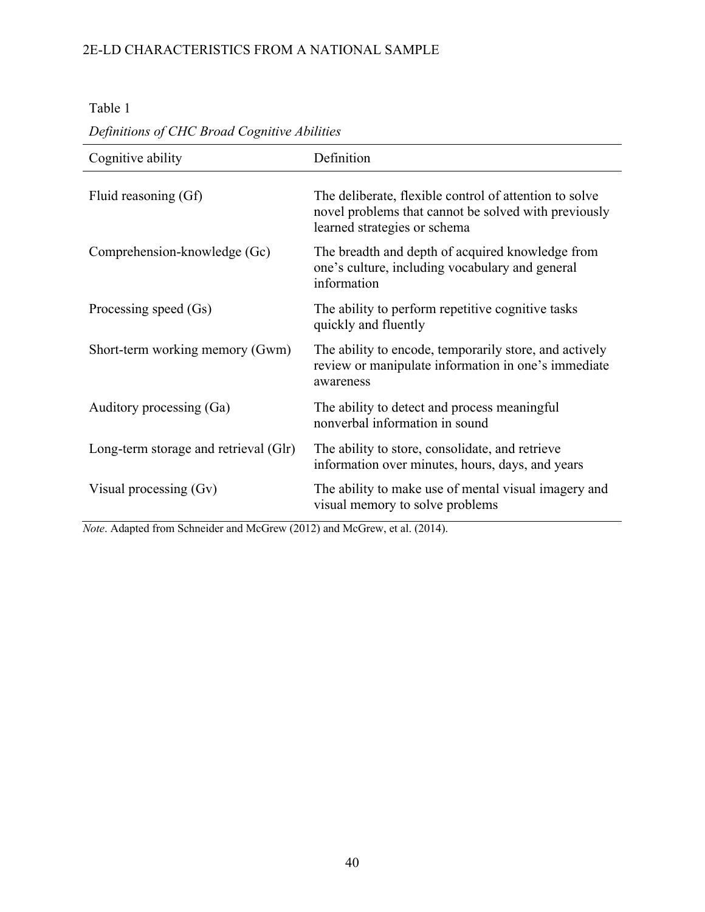Table 1

*Definitions of CHC Broad Cognitive Abilities*

| Cognitive ability | Definition |
|---|---|
| Fluid reasoning (Gf) | The deliberate, flexible control of attention to solve novel problems that cannot be solved with previously learned strategies or schema |
| Comprehension-knowledge (Gc) | The breadth and depth of acquired knowledge from one's culture, including vocabulary and general information |
| Processing speed (Gs) | The ability to perform repetitive cognitive tasks quickly and fluently |
| Short-term working memory (Gwm) | The ability to encode, temporarily store, and actively review or manipulate information in one's immediate awareness |
| Auditory processing (Ga) | The ability to detect and process meaningful nonverbal information in sound |
| Long-term storage and retrieval (Glr) | The ability to store, consolidate, and retrieve information over minutes, hours, days, and years |
| Visual processing (Gv) | The ability to make use of mental visual imagery and visual memory to solve problems |

*Note*. Adapted from Schneider and McGrew (2012) and McGrew, et al. (2014).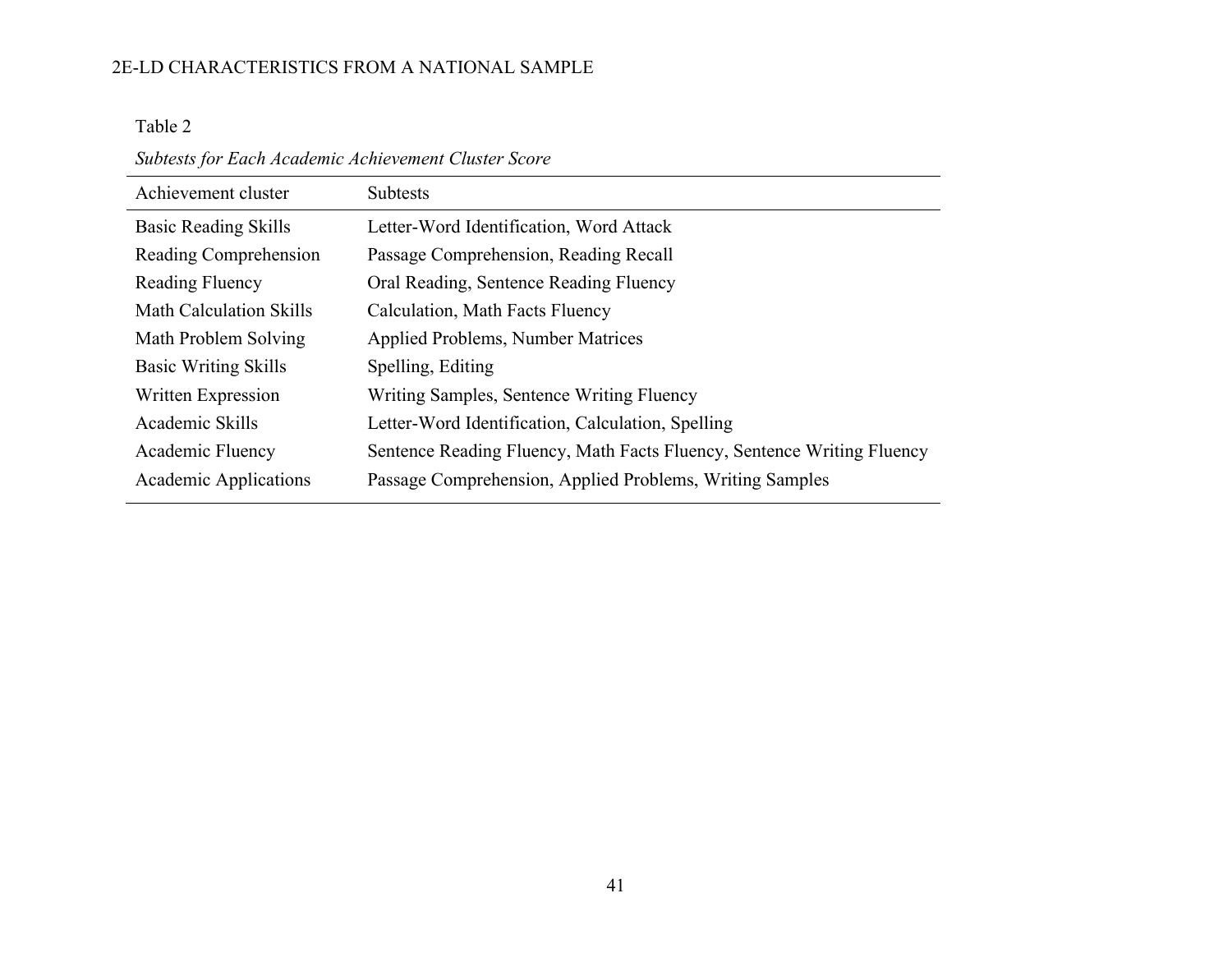Table 2

*Subtests for Each Academic Achievement Cluster Score*

| Achievement cluster | Subtests |
|---|---|
| Basic Reading Skills | Letter-Word Identification, Word Attack |
| Reading Comprehension | Passage Comprehension, Reading Recall |
| Reading Fluency | Oral Reading, Sentence Reading Fluency |
| Math Calculation Skills | Calculation, Math Facts Fluency |
| Math Problem Solving | Applied Problems, Number Matrices |
| Basic Writing Skills | Spelling, Editing |
| Written Expression | Writing Samples, Sentence Writing Fluency |
| Academic Skills | Letter-Word Identification, Calculation, Spelling |
| Academic Fluency | Sentence Reading Fluency, Math Facts Fluency, Sentence Writing Fluency |
| Academic Applications | Passage Comprehension, Applied Problems, Writing Samples |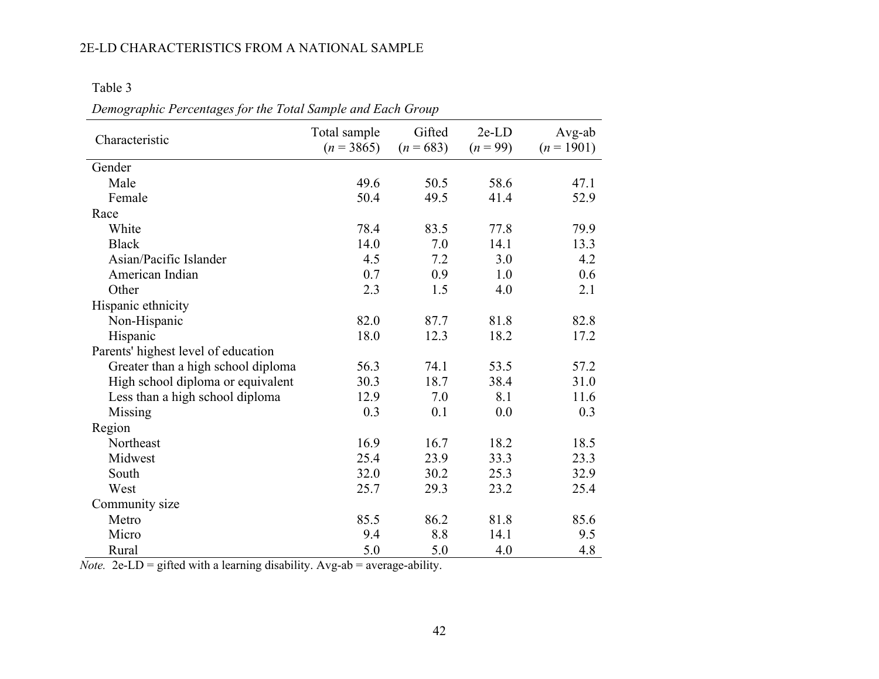Table 3

*Demographic Percentages for the Total Sample and Each Group*

| Characteristic | Total sample (*n* = 3865) | Gifted (*n* = 683) | 2e-LD (*n* = 99) | Avg-ab (*n* = 1901) |
|---|---|---|---|---|
| Gender | | | | |
| Male | 49.6 | 50.5 | 58.6 | 47.1 |
| Female | 50.4 | 49.5 | 41.4 | 52.9 |
| Race | | | | |
| White | 78.4 | 83.5 | 77.8 | 79.9 |
| Black | 14.0 | 7.0 | 14.1 | 13.3 |
| Asian/Pacific Islander | 4.5 | 7.2 | 3.0 | 4.2 |
| American Indian | 0.7 | 0.9 | 1.0 | 0.6 |
| Other | 2.3 | 1.5 | 4.0 | 2.1 |
| Hispanic ethnicity | | | | |
| Non-Hispanic | 82.0 | 87.7 | 81.8 | 82.8 |
| Hispanic | 18.0 | 12.3 | 18.2 | 17.2 |
| Parents' highest level of education | | | | |
| Greater than a high school diploma | 56.3 | 74.1 | 53.5 | 57.2 |
| High school diploma or equivalent | 30.3 | 18.7 | 38.4 | 31.0 |
| Less than a high school diploma | 12.9 | 7.0 | 8.1 | 11.6 |
| Missing | 0.3 | 0.1 | 0.0 | 0.3 |
| Region | | | | |
| Northeast | 16.9 | 16.7 | 18.2 | 18.5 |
| Midwest | 25.4 | 23.9 | 33.3 | 23.3 |
| South | 32.0 | 30.2 | 25.3 | 32.9 |
| West | 25.7 | 29.3 | 23.2 | 25.4 |
| Community size | | | | |
| Metro | 85.5 | 86.2 | 81.8 | 85.6 |
| Micro | 9.4 | 8.8 | 14.1 | 9.5 |
| Rural | 5.0 | 5.0 | 4.0 | 4.8 |

*Note.* 2e-LD = gifted with a learning disability. Avg-ab = average-ability.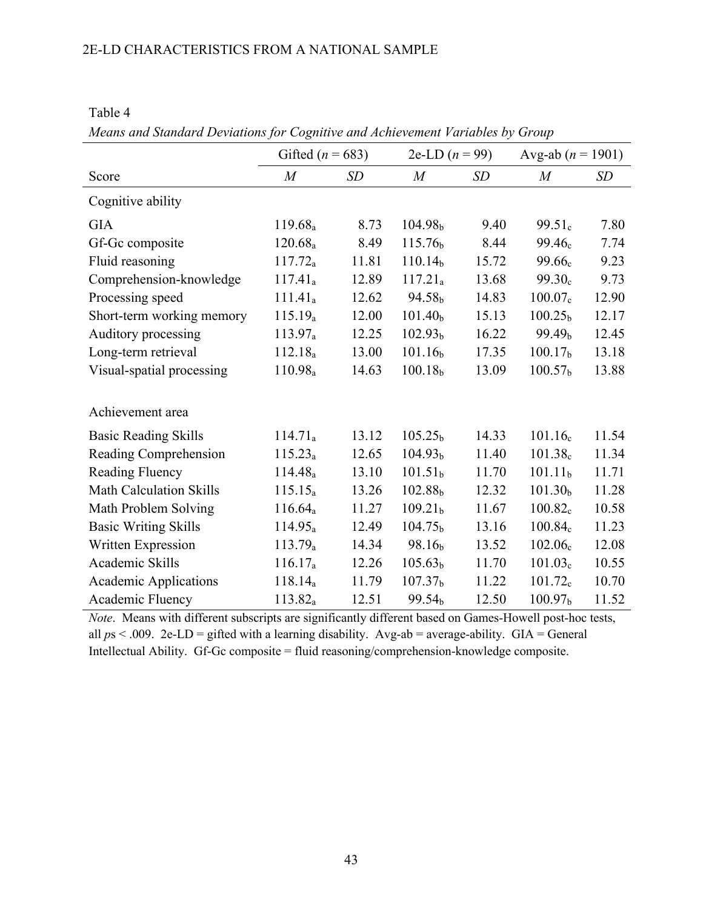Table 4

*Means and Standard Deviations for Cognitive and Achievement Variables by Group*

| | Gifted ($n$ = 683) | | 2e-LD ($n$ = 99) | | Avg-ab ($n$ = 1901) | |
|---|---|---|---|---|---|---|
| Score | *M* | *SD* | *M* | *SD* | *M* | *SD* |
| Cognitive ability | | | | | | |
| GIA | $119.68_a$ | 8.73 | $104.98_b$ | 9.40 | $99.51_c$ | 7.80 |
| Gf-Gc composite | $120.68_a$ | 8.49 | $115.76_b$ | 8.44 | $99.46_c$ | 7.74 |
| Fluid reasoning | $117.72_a$ | 11.81 | $110.14_b$ | 15.72 | $99.66_c$ | 9.23 |
| Comprehension-knowledge | $117.41_a$ | 12.89 | $117.21_a$ | 13.68 | $99.30_c$ | 9.73 |
| Processing speed | $111.41_a$ | 12.62 | $94.58_b$ | 14.83 | $100.07_c$ | 12.90 |
| Short-term working memory | $115.19_a$ | 12.00 | $101.40_b$ | 15.13 | $100.25_b$ | 12.17 |
| Auditory processing | $113.97_a$ | 12.25 | $102.93_b$ | 16.22 | $99.49_b$ | 12.45 |
| Long-term retrieval | $112.18_a$ | 13.00 | $101.16_b$ | 17.35 | $100.17_b$ | 13.18 |
| Visual-spatial processing | $110.98_a$ | 14.63 | $100.18_b$ | 13.09 | $100.57_b$ | 13.88 |
| Achievement area | | | | | | |
| Basic Reading Skills | $114.71_a$ | 13.12 | $105.25_b$ | 14.33 | $101.16_c$ | 11.54 |
| Reading Comprehension | $115.23_a$ | 12.65 | $104.93_b$ | 11.40 | $101.38_c$ | 11.34 |
| Reading Fluency | $114.48_a$ | 13.10 | $101.51_b$ | 11.70 | $101.11_b$ | 11.71 |
| Math Calculation Skills | $115.15_a$ | 13.26 | $102.88_b$ | 12.32 | $101.30_b$ | 11.28 |
| Math Problem Solving | $116.64_a$ | 11.27 | $109.21_b$ | 11.67 | $100.82_c$ | 10.58 |
| Basic Writing Skills | $114.95_a$ | 12.49 | $104.75_b$ | 13.16 | $100.84_c$ | 11.23 |
| Written Expression | $113.79_a$ | 14.34 | $98.16_b$ | 13.52 | $102.06_c$ | 12.08 |
| Academic Skills | $116.17_a$ | 12.26 | $105.63_b$ | 11.70 | $101.03_c$ | 10.55 |
| Academic Applications | $118.14_a$ | 11.79 | $107.37_b$ | 11.22 | $101.72_c$ | 10.70 |
| Academic Fluency | $113.82_a$ | 12.51 | $99.54_b$ | 12.50 | $100.97_b$ | 11.52 |

*Note*. Means with different subscripts are significantly different based on Games-Howell post-hoc tests, all $ps < .009$. 2e-LD = gifted with a learning disability. Avg-ab = average-ability. GIA = General Intellectual Ability. Gf-Gc composite = fluid reasoning/comprehension-knowledge composite.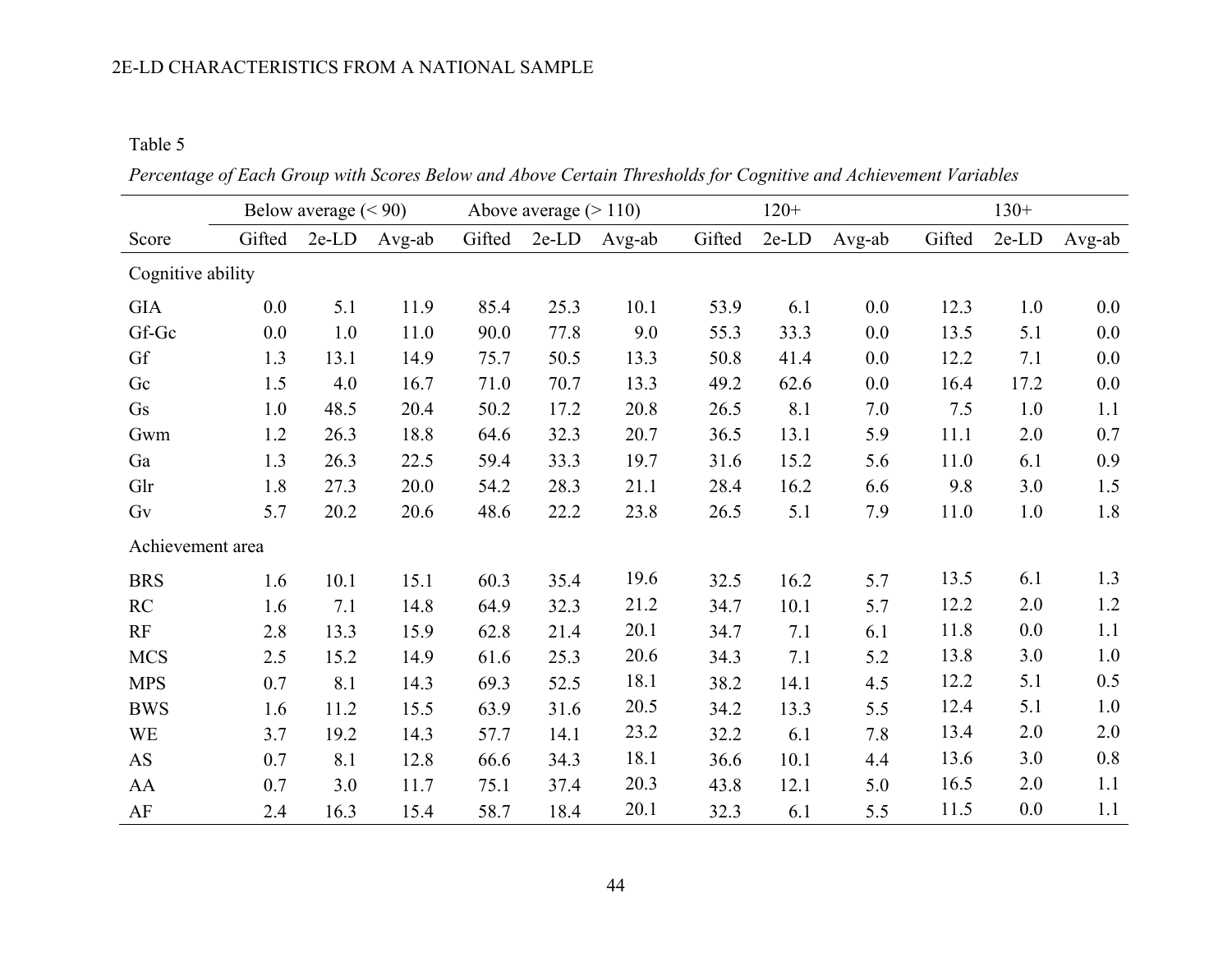Table 5

*Percentage of Each Group with Scores Below and Above Certain Thresholds for Cognitive and Achievement Variables*

| | Below average (< 90) | | | Above average (> 110) | | | 120+ | | | 130+ | | |
|---|---|---|---|---|---|---|---|---|---|---|---|---|
| Score | Gifted | 2e-LD | Avg-ab | Gifted | 2e-LD | Avg-ab | Gifted | 2e-LD | Avg-ab | Gifted | 2e-LD | Avg-ab |
| Cognitive ability | | | | | | | | | | | | |
| GIA | 0.0 | 5.1 | 11.9 | 85.4 | 25.3 | 10.1 | 53.9 | 6.1 | 0.0 | 12.3 | 1.0 | 0.0 |
| Gf-Gc | 0.0 | 1.0 | 11.0 | 90.0 | 77.8 | 9.0 | 55.3 | 33.3 | 0.0 | 13.5 | 5.1 | 0.0 |
| Gf | 1.3 | 13.1 | 14.9 | 75.7 | 50.5 | 13.3 | 50.8 | 41.4 | 0.0 | 12.2 | 7.1 | 0.0 |
| Gc | 1.5 | 4.0 | 16.7 | 71.0 | 70.7 | 13.3 | 49.2 | 62.6 | 0.0 | 16.4 | 17.2 | 0.0 |
| Gs | 1.0 | 48.5 | 20.4 | 50.2 | 17.2 | 20.8 | 26.5 | 8.1 | 7.0 | 7.5 | 1.0 | 1.1 |
| Gwm | 1.2 | 26.3 | 18.8 | 64.6 | 32.3 | 20.7 | 36.5 | 13.1 | 5.9 | 11.1 | 2.0 | 0.7 |
| Ga | 1.3 | 26.3 | 22.5 | 59.4 | 33.3 | 19.7 | 31.6 | 15.2 | 5.6 | 11.0 | 6.1 | 0.9 |
| Glr | 1.8 | 27.3 | 20.0 | 54.2 | 28.3 | 21.1 | 28.4 | 16.2 | 6.6 | 9.8 | 3.0 | 1.5 |
| Gv | 5.7 | 20.2 | 20.6 | 48.6 | 22.2 | 23.8 | 26.5 | 5.1 | 7.9 | 11.0 | 1.0 | 1.8 |
| Achievement area | | | | | | | | | | | | |
| BRS | 1.6 | 10.1 | 15.1 | 60.3 | 35.4 | 19.6 | 32.5 | 16.2 | 5.7 | 13.5 | 6.1 | 1.3 |
| RC | 1.6 | 7.1 | 14.8 | 64.9 | 32.3 | 21.2 | 34.7 | 10.1 | 5.7 | 12.2 | 2.0 | 1.2 |
| RF | 2.8 | 13.3 | 15.9 | 62.8 | 21.4 | 20.1 | 34.7 | 7.1 | 6.1 | 11.8 | 0.0 | 1.1 |
| MCS | 2.5 | 15.2 | 14.9 | 61.6 | 25.3 | 20.6 | 34.3 | 7.1 | 5.2 | 13.8 | 3.0 | 1.0 |
| MPS | 0.7 | 8.1 | 14.3 | 69.3 | 52.5 | 18.1 | 38.2 | 14.1 | 4.5 | 12.2 | 5.1 | 0.5 |
| BWS | 1.6 | 11.2 | 15.5 | 63.9 | 31.6 | 20.5 | 34.2 | 13.3 | 5.5 | 12.4 | 5.1 | 1.0 |
| WE | 3.7 | 19.2 | 14.3 | 57.7 | 14.1 | 23.2 | 32.2 | 6.1 | 7.8 | 13.4 | 2.0 | 2.0 |
| AS | 0.7 | 8.1 | 12.8 | 66.6 | 34.3 | 18.1 | 36.6 | 10.1 | 4.4 | 13.6 | 3.0 | 0.8 |
| AA | 0.7 | 3.0 | 11.7 | 75.1 | 37.4 | 20.3 | 43.8 | 12.1 | 5.0 | 16.5 | 2.0 | 1.1 |
| AF | 2.4 | 16.3 | 15.4 | 58.7 | 18.4 | 20.1 | 32.3 | 6.1 | 5.5 | 11.5 | 0.0 | 1.1 |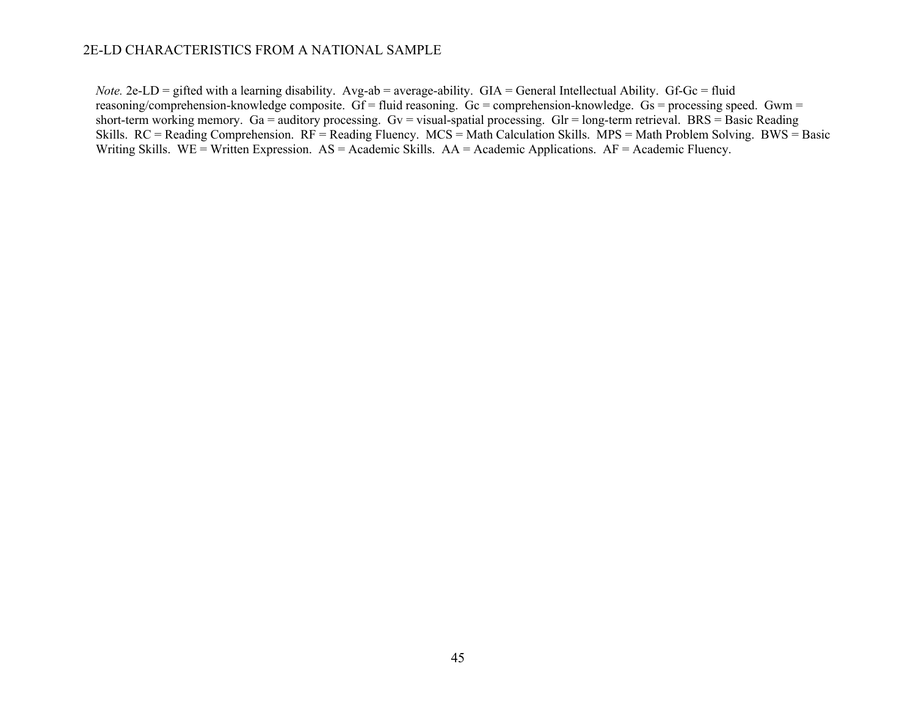*Note.* 2e-LD = gifted with a learning disability. Avg-ab = average-ability. GIA = General Intellectual Ability. Gf-Gc = fluid reasoning/comprehension-knowledge composite. Gf = fluid reasoning. Gc = comprehension-knowledge. Gs = processing speed. Gwm = short-term working memory. Ga = auditory processing. Gv = visual-spatial processing. Glr = long-term retrieval. BRS = Basic Reading Skills. RC = Reading Comprehension. RF = Reading Fluency. MCS = Math Calculation Skills. MPS = Math Problem Solving. BWS = Basic Writing Skills. WE = Written Expression. AS = Academic Skills. AA = Academic Applications. AF = Academic Fluency.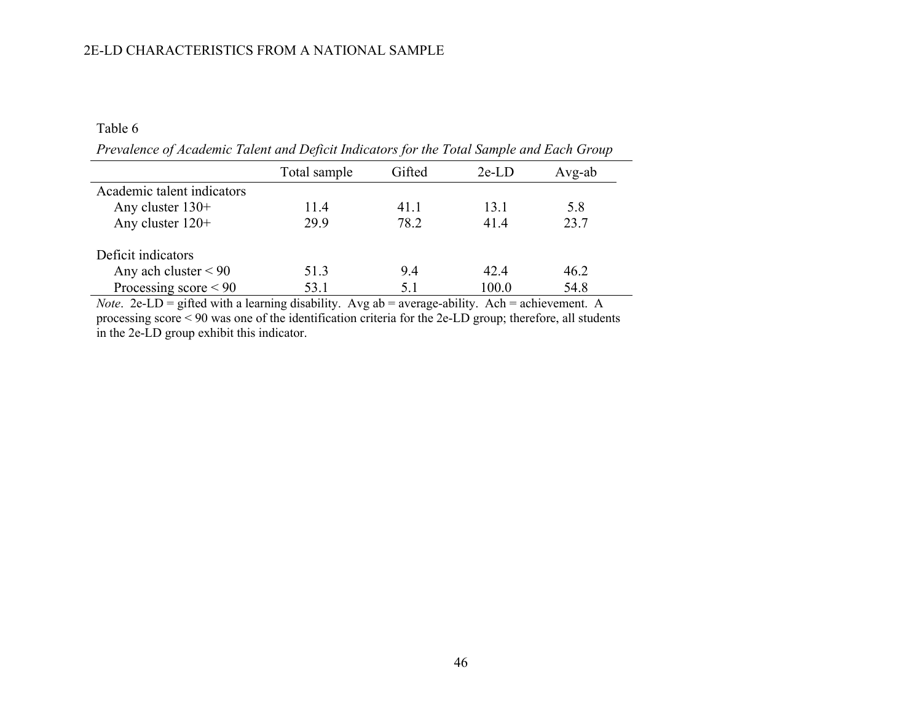Table 6

*Prevalence of Academic Talent and Deficit Indicators for the Total Sample and Each Group*

| | Total sample | Gifted | 2e-LD | Avg-ab |
|---|---|---|---|---|
| Academic talent indicators | | | | |
| Any cluster 130+ | 11.4 | 41.1 | 13.1 | 5.8 |
| Any cluster 120+ | 29.9 | 78.2 | 41.4 | 23.7 |
| Deficit indicators | | | | |
| Any ach cluster < 90 | 51.3 | 9.4 | 42.4 | 46.2 |
| Processing score < 90 | 53.1 | 5.1 | 100.0 | 54.8 |

*Note*. 2e-LD = gifted with a learning disability. Avg ab = average-ability. Ach = achievement. A processing score < 90 was one of the identification criteria for the 2e-LD group; therefore, all students in the 2e-LD group exhibit this indicator.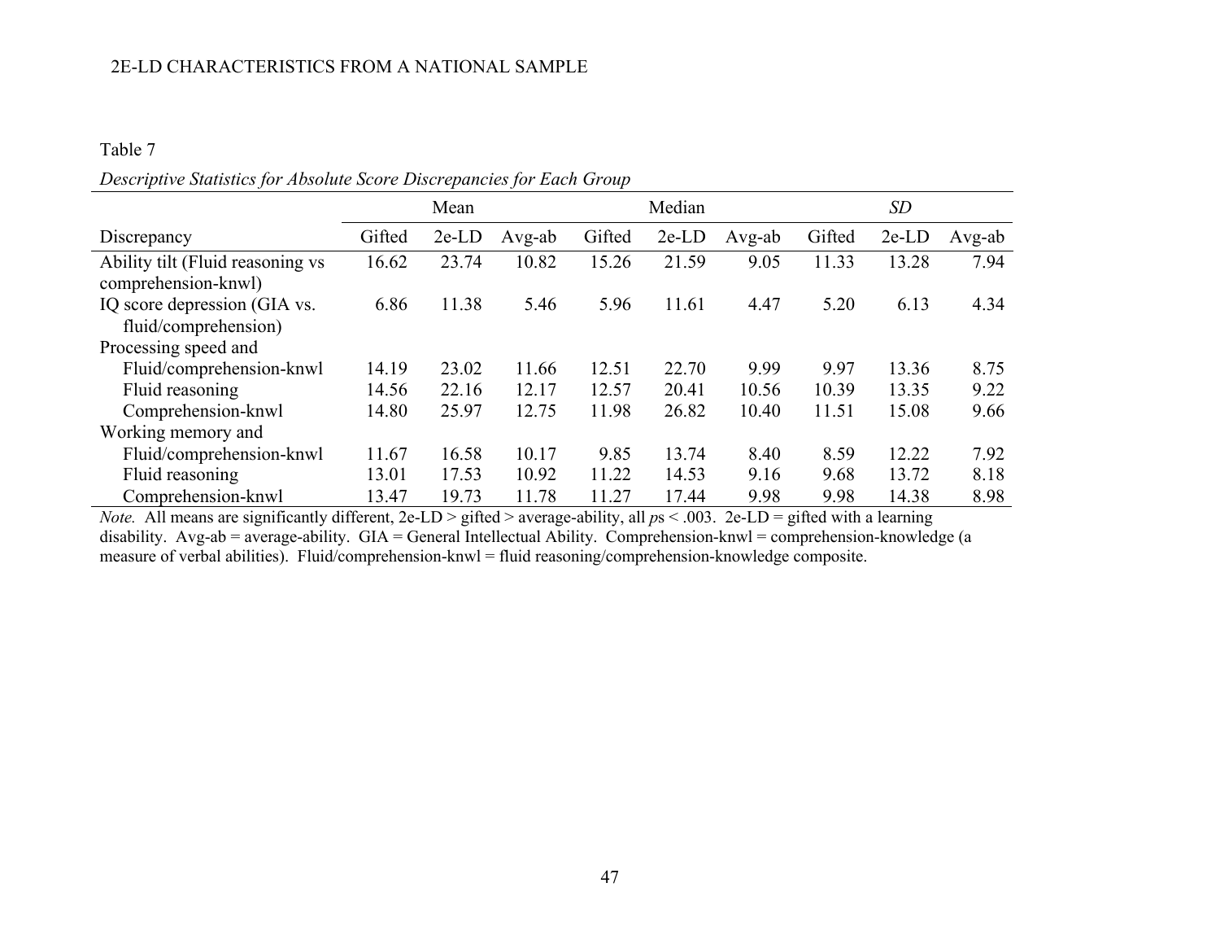Table 7

*Descriptive Statistics for Absolute Score Discrepancies for Each Group*

| | Mean | | | Median | | | *SD* | | |
|---|---|---|---|---|---|---|---|---|---|
| Discrepancy | Gifted | 2e-LD | Avg-ab | Gifted | 2e-LD | Avg-ab | Gifted | 2e-LD | Avg-ab |
| Ability tilt (Fluid reasoning vs comprehension-knwl) | 16.62 | 23.74 | 10.82 | 15.26 | 21.59 | 9.05 | 11.33 | 13.28 | 7.94 |
| IQ score depression (GIA vs. fluid/comprehension) | 6.86 | 11.38 | 5.46 | 5.96 | 11.61 | 4.47 | 5.20 | 6.13 | 4.34 |
| Processing speed and | | | | | | | | | |
| Fluid/comprehension-knwl | 14.19 | 23.02 | 11.66 | 12.51 | 22.70 | 9.99 | 9.97 | 13.36 | 8.75 |
| Fluid reasoning | 14.56 | 22.16 | 12.17 | 12.57 | 20.41 | 10.56 | 10.39 | 13.35 | 9.22 |
| Comprehension-knwl | 14.80 | 25.97 | 12.75 | 11.98 | 26.82 | 10.40 | 11.51 | 15.08 | 9.66 |
| Working memory and | | | | | | | | | |
| Fluid/comprehension-knwl | 11.67 | 16.58 | 10.17 | 9.85 | 13.74 | 8.40 | 8.59 | 12.22 | 7.92 |
| Fluid reasoning | 13.01 | 17.53 | 10.92 | 11.22 | 14.53 | 9.16 | 9.68 | 13.72 | 8.18 |
| Comprehension-knwl | 13.47 | 19.73 | 11.78 | 11.27 | 17.44 | 9.98 | 9.98 | 14.38 | 8.98 |

*Note.* All means are significantly different, 2e-LD > gifted > average-ability, all *p*s < .003. 2e-LD = gifted with a learning disability. Avg-ab = average-ability. GIA = General Intellectual Ability. Comprehension-knwl = comprehension-knowledge (a measure of verbal abilities). Fluid/comprehension-knwl = fluid reasoning/comprehension-knowledge composite.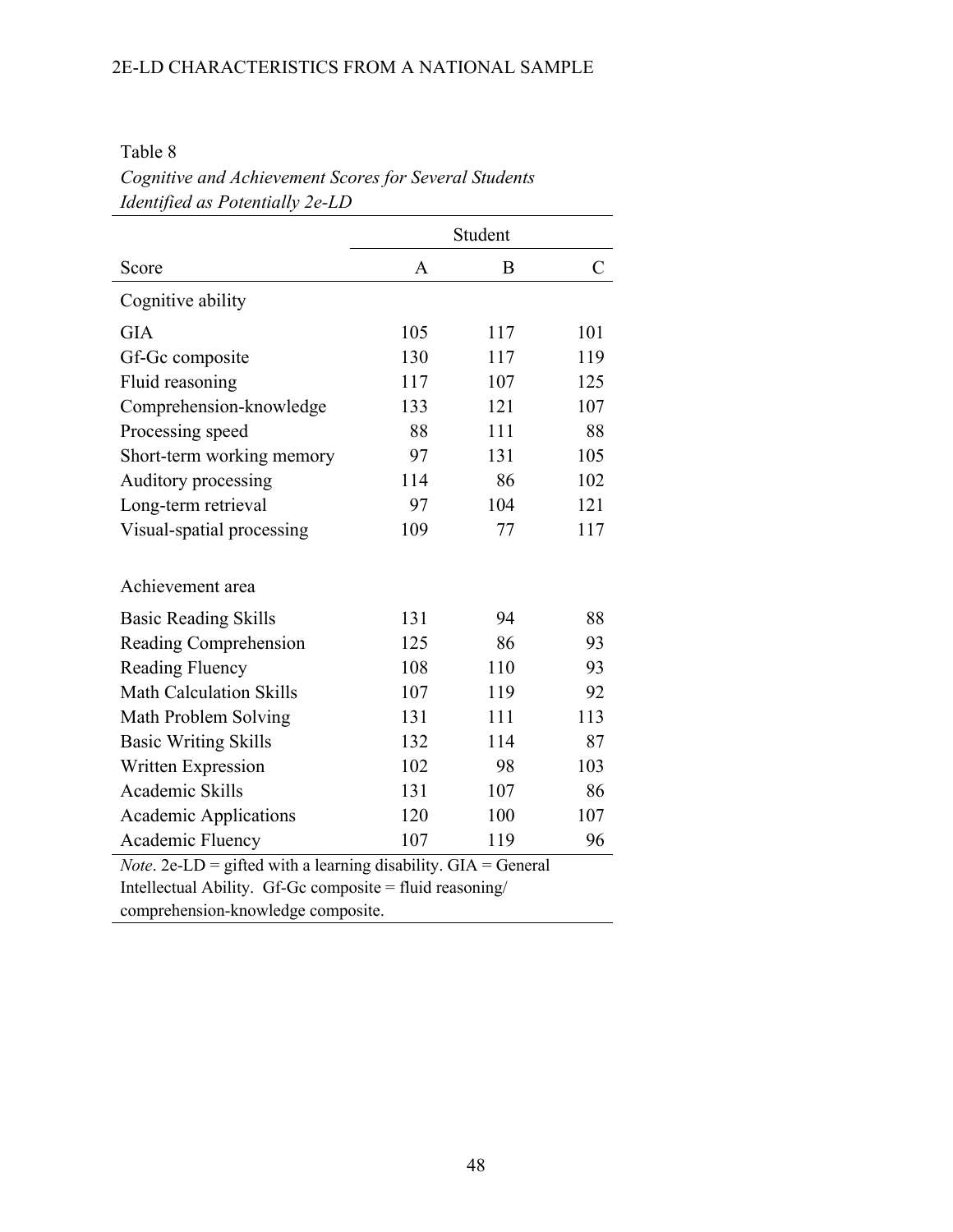Table 8

*Cognitive and Achievement Scores for Several Students Identified as Potentially 2e-LD*

| | Student | | |
|---|---|---|---|
| Score | A | B | C |
| Cognitive ability | | | |
| GIA | 105 | 117 | 101 |
| Gf-Gc composite | 130 | 117 | 119 |
| Fluid reasoning | 117 | 107 | 125 |
| Comprehension-knowledge | 133 | 121 | 107 |
| Processing speed | 88 | 111 | 88 |
| Short-term working memory | 97 | 131 | 105 |
| Auditory processing | 114 | 86 | 102 |
| Long-term retrieval | 97 | 104 | 121 |
| Visual-spatial processing | 109 | 77 | 117 |
| Achievement area | | | |
| Basic Reading Skills | 131 | 94 | 88 |
| Reading Comprehension | 125 | 86 | 93 |
| Reading Fluency | 108 | 110 | 93 |
| Math Calculation Skills | 107 | 119 | 92 |
| Math Problem Solving | 131 | 111 | 113 |
| Basic Writing Skills | 132 | 114 | 87 |
| Written Expression | 102 | 98 | 103 |
| Academic Skills | 131 | 107 | 86 |
| Academic Applications | 120 | 100 | 107 |
| Academic Fluency | 107 | 119 | 96 |

*Note*. 2e-LD = gifted with a learning disability. GIA = General Intellectual Ability. Gf-Gc composite = fluid reasoning/ comprehension-knowledge composite.